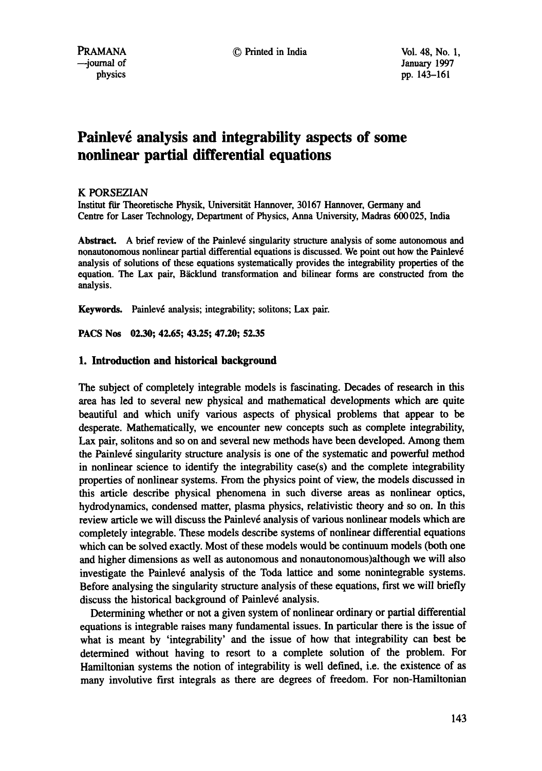# Painlevé analysis and integrability aspects of some nonlinear partial differential equations

K PORSEZIAN

Institut für Theoretische Physik, Universität Hannover, 30167 Hannover, Germany and Centre for Laser Technology, Department of Physics, Anna University, Madras 600025, India

**Abstract.** A brief review of the Painlevé singularity structure analysis of some autonomous and nonautonomous nonlinear partial differential equations is discussed. We point out how the Painlevé analysis of solutions of these equations systematically provides the integrability properties of the equation. The Lax pair, Bäcklund transformation and bilinear forms are constructed from the analysis.

**Keywords.** Painlevé analysis; integrability; solitons; Lax pair.

**PACS Nos** 02.30; 42.65; 43.25; 47.20; 52.35

## 1. Introduction and historical background

The subject of completely integrable models is fascinating. Decades of research in this area has led to several new physical and mathematical developments which are quite beautiful and which unify various aspects of physical problems that appear to be desperate. Mathematically, we encounter new concepts such as complete integrability, Lax pair, solitons and so on and several new methods have been developed. Among them the Painlevé singularity structure analysis is one of the systematic and powerful method in nonlinear science to identify the integrability case(s) and the complete integrability properties of nonlinear systems. From the physics point of view, the models discussed in this article describe physical phenomena in such diverse areas as nonlinear optics, hydrodynamics, condensed matter, plasma physics, relativistic theory and so on. In this review article we will discuss the Painlevé analysis of various nonlinear models which are completely integrable. These models describe systems of nonlinear differential equations which can be solved exactly. Most of these models would be continuum models (both one and higher dimensions as well as autonomous and nonautonomous)although we will also investigate the Painlevé analysis of the Toda lattice and some nonintegrable systems. Before analysing the singularity structure analysis of these equations, first we will briefly discuss the historical background of Painlevé analysis.

Determining whether or not a given system of nonlinear ordinary or partial differential equations is integrable raises many fundamental issues. In particular there is the issue of what is meant by 'integrability' and the issue of how that integrability can best be determined without having to resort to a complete solution of the problem. For Hamiltonian systems the notion of integrability is well defined, i.e. the existence of as many involutive first integrals as there are degrees of freedom. For non-Hamiltonian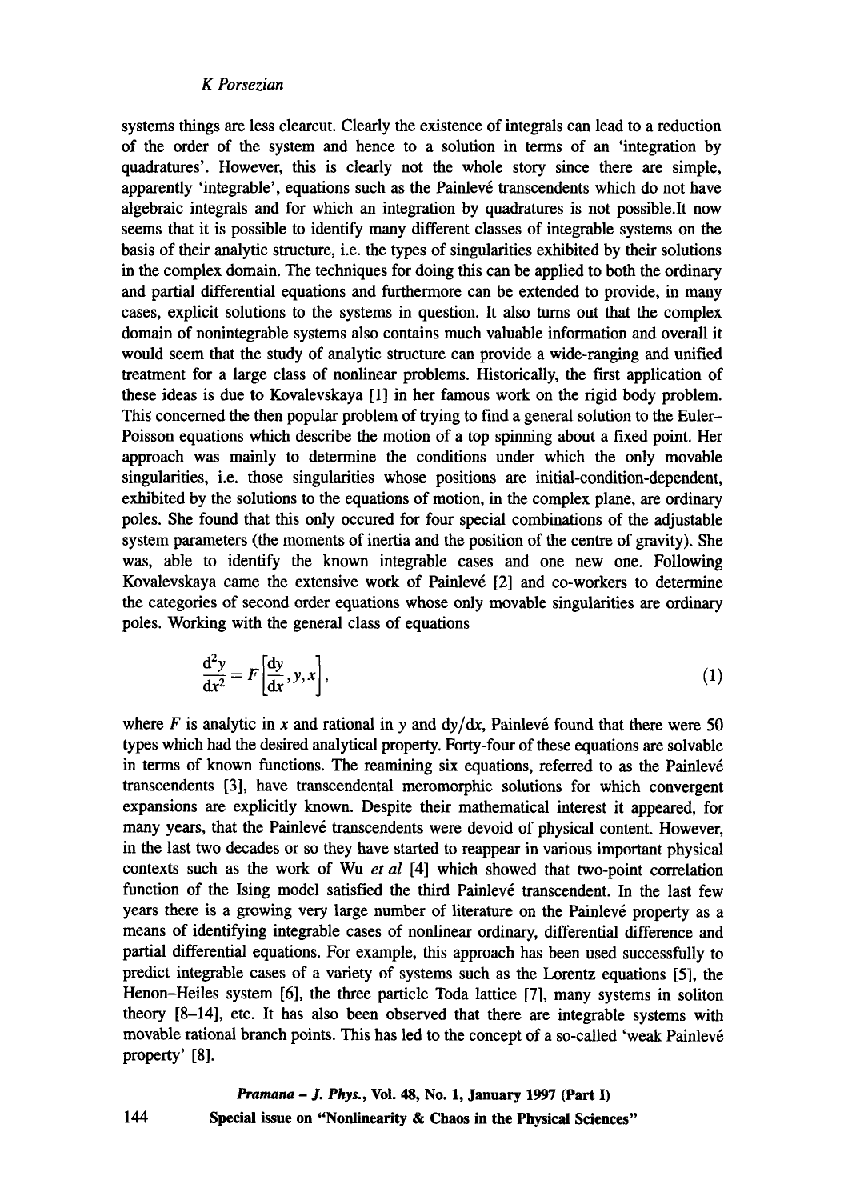systems things are less clearcut. Clearly the existence of integrals can lead to a reduction of the order of the system and hence to a solution in terms of an 'integration by quadratures'. However, this is clearly not the whole story since there are simple, apparently 'integrable', equations such as the Painlevé transcendents which do not have algebraic integrals and for which an integration by quadratures is not possible.It now seems that it is possible to identify many different classes of integrable systems on the basis of their analytic structure, i.e. the types of singularities exhibited by their solutions in the complex domain. The techniques for doing this can be applied to both the ordinary and partial differential equations and furthermore can be extended to provide, in many cases, explicit solutions to the systems in question. It also turns out that the complex domain of nonintegrable systems also contains much valuable information and overall it would seem that the study of analytic structure can provide a wide-ranging and unified treatment for a large class of nonlinear problems. Historically, the first application of these ideas is due to Kovalevskaya [1] in her famous work on the rigid body problem. This concerned the then popular problem of trying to find a general solution to the Euler–Poisson equations which describe the motion of a top spinning about a fixed point. Her approach was mainly to determine the conditions under which the only movable singularities, i.e. those singularities whose positions are initial-condition-dependent, exhibited by the solutions to the equations of motion, in the complex plane, are ordinary poles. She found that this only occured for four special combinations of the adjustable system parameters (the moments of inertia and the position of the centre of gravity). She was, able to identify the known integrable cases and one new one. Following Kovalevskaya came the extensive work of Painlevé [2] and co-workers to determine the categories of second order equations whose only movable singularities are ordinary poles. Working with the general class of equations

$$\frac{\mathrm{d}^2y}{\mathrm{d}x^2} = F\left[\frac{\mathrm{d}y}{\mathrm{d}x}, y, x\right], \tag{1}$$

where $F$ is analytic in $x$ and rational in $y$ and $\mathrm{d}y/\mathrm{d}x$, Painlevé found that there were 50 types which had the desired analytical property. Forty-four of these equations are solvable in terms of known functions. The reamining six equations, referred to as the Painlevé transcendents [3], have transcendental meromorphic solutions for which convergent expansions are explicitly known. Despite their mathematical interest it appeared, for many years, that the Painlevé transcendents were devoid of physical content. However, in the last two decades or so they have started to reappear in various important physical contexts such as the work of Wu *et al* [4] which showed that two-point correlation function of the Ising model satisfied the third Painlevé transcendent. In the last few years there is a growing very large number of literature on the Painlevé property as a means of identifying integrable cases of nonlinear ordinary, differential difference and partial differential equations. For example, this approach has been used successfully to predict integrable cases of a variety of systems such as the Lorentz equations [5], the Henon–Heiles system [6], the three particle Toda lattice [7], many systems in soliton theory [8–14], etc. It has also been observed that there are integrable systems with movable rational branch points. This has led to the concept of a so-called 'weak Painlevé property' [8].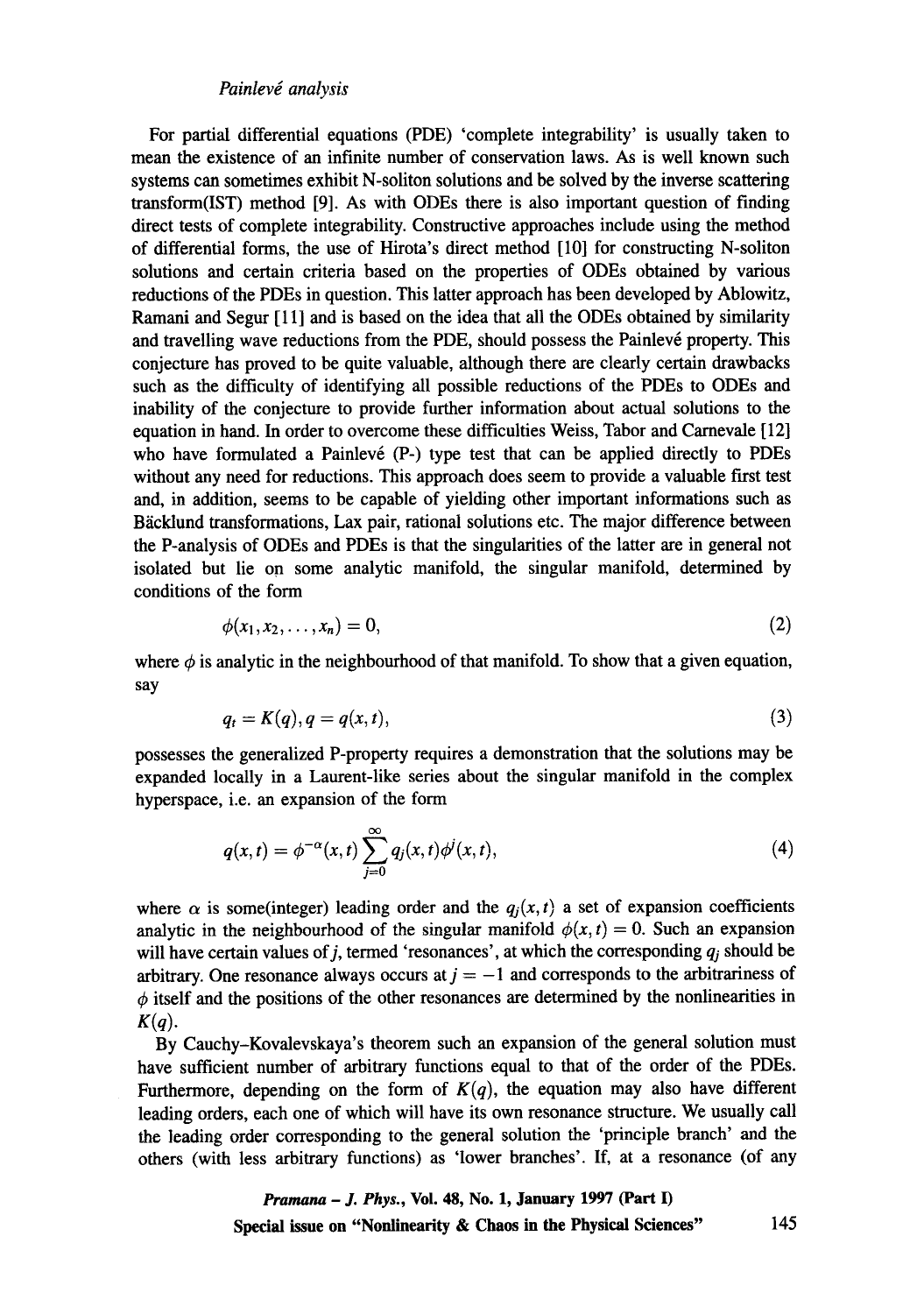*Painlevé analysis*

For partial differential equations (PDE) 'complete integrability' is usually taken to mean the existence of an infinite number of conservation laws. As is well known such systems can sometimes exhibit N-soliton solutions and be solved by the inverse scattering transform(IST) method [9]. As with ODEs there is also important question of finding direct tests of complete integrability. Constructive approaches include using the method of differential forms, the use of Hirota's direct method [10] for constructing N-soliton solutions and certain criteria based on the properties of ODEs obtained by various reductions of the PDEs in question. This latter approach has been developed by Ablowitz, Ramani and Segur [11] and is based on the idea that all the ODEs obtained by similarity and travelling wave reductions from the PDE, should possess the Painlevé property. This conjecture has proved to be quite valuable, although there are clearly certain drawbacks such as the difficulty of identifying all possible reductions of the PDEs to ODEs and inability of the conjecture to provide further information about actual solutions to the equation in hand. In order to overcome these difficulties Weiss, Tabor and Carnevale [12] who have formulated a Painlevé (P-) type test that can be applied directly to PDEs without any need for reductions. This approach does seem to provide a valuable first test and, in addition, seems to be capable of yielding other important informations such as Bäcklund transformations, Lax pair, rational solutions etc. The major difference between the P-analysis of ODEs and PDEs is that the singularities of the latter are in general not isolated but lie on some analytic manifold, the singular manifold, determined by conditions of the form

$$\phi(x_1, x_2, \ldots, x_n) = 0, \tag{2}$$

where $\phi$ is analytic in the neighbourhood of that manifold. To show that a given equation, say

$$q_t = K(q), q = q(x,t), \tag{3}$$

possesses the generalized P-property requires a demonstration that the solutions may be expanded locally in a Laurent-like series about the singular manifold in the complex hyperspace, i.e. an expansion of the form

$$q(x,t) = \phi^{-\alpha}(x,t) \sum_{j=0}^{\infty} q_j(x,t)\phi^j(x,t), \tag{4}$$

where $\alpha$ is some(integer) leading order and the $q_j(x,t)$ a set of expansion coefficients analytic in the neighbourhood of the singular manifold $\phi(x,t) = 0$. Such an expansion will have certain values of $j$, termed 'resonances', at which the corresponding $q_j$ should be arbitrary. One resonance always occurs at $j = -1$ and corresponds to the arbitrariness of $\phi$ itself and the positions of the other resonances are determined by the nonlinearities in $K(q)$.

By Cauchy–Kovalevskaya's theorem such an expansion of the general solution must have sufficient number of arbitrary functions equal to that of the order of the PDEs. Furthermore, depending on the form of $K(q)$, the equation may also have different leading orders, each one of which will have its own resonance structure. We usually call the leading order corresponding to the general solution the 'principle branch' and the others (with less arbitrary functions) as 'lower branches'. If, at a resonance (of any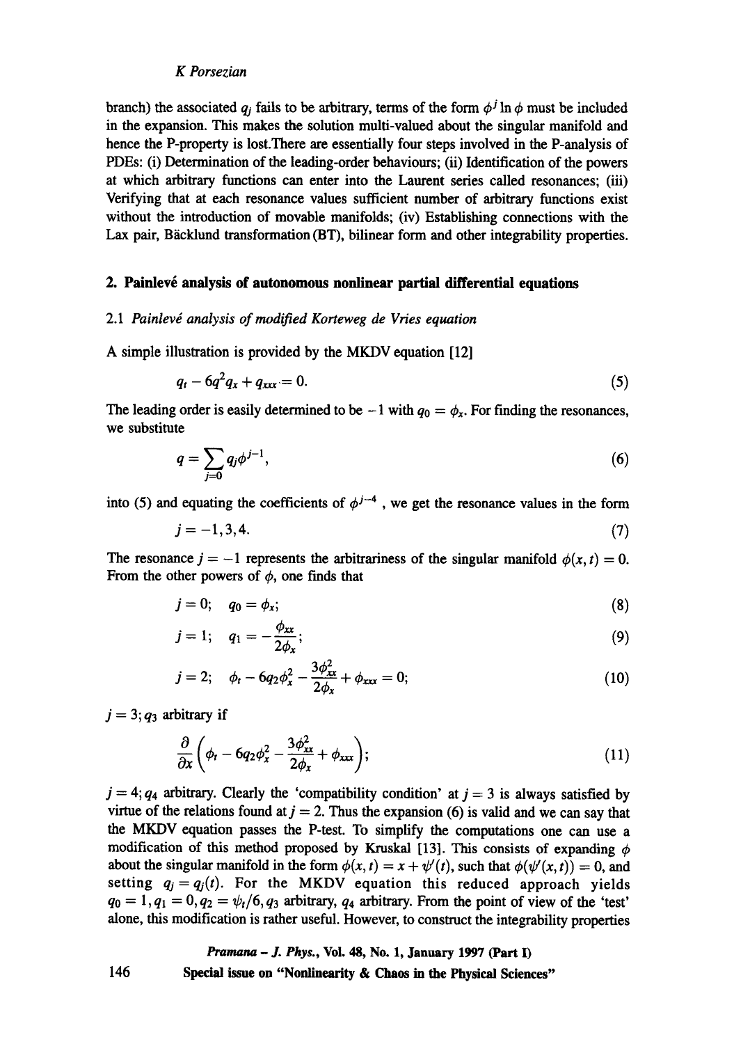branch) the associated $q_j$ fails to be arbitrary, terms of the form $\phi^j \ln \phi$ must be included in the expansion. This makes the solution multi-valued about the singular manifold and hence the P-property is lost.There are essentially four steps involved in the P-analysis of PDEs: (i) Determination of the leading-order behaviours; (ii) Identification of the powers at which arbitrary functions can enter into the Laurent series called resonances; (iii) Verifying that at each resonance values sufficient number of arbitrary functions exist without the introduction of movable manifolds; (iv) Establishing connections with the Lax pair, Bäcklund transformation (BT), bilinear form and other integrability properties.

## 2. Painlevé analysis of autonomous nonlinear partial differential equations

### 2.1 *Painlevé analysis of modified Korteweg de Vries equation*

A simple illustration is provided by the MKDV equation [12]

$$q_t - 6q^2 q_x + q_{xxx} = 0. \tag{5}$$

The leading order is easily determined to be $-1$ with $q_0 = \phi_x$. For finding the resonances, we substitute

$$q = \sum_{j=0} q_j \phi^{j-1}, \tag{6}$$

into (5) and equating the coefficients of $\phi^{j-4}$, we get the resonance values in the form

$$j = -1, 3, 4. \tag{7}$$

The resonance $j = -1$ represents the arbitrariness of the singular manifold $\phi(x,t) = 0$. From the other powers of $\phi$, one finds that

$$j = 0; \quad q_0 = \phi_x; \tag{8}$$

$$j = 1; \quad q_1 = -\frac{\phi_{xx}}{2\phi_x}; \tag{9}$$

$$j = 2; \quad \phi_t - 6q_2\phi_x^2 - \frac{3\phi_{xx}^2}{2\phi_x} + \phi_{xxx} = 0; \tag{10}$$

$j = 3$; $q_3$ arbitrary if

$$\frac{\partial}{\partial x}\left(\phi_t - 6q_2\phi_x^2 - \frac{3\phi_{xx}^2}{2\phi_x} + \phi_{xxx}\right); \tag{11}$$

$j = 4$; $q_4$ arbitrary. Clearly the 'compatibility condition' at $j = 3$ is always satisfied by virtue of the relations found at $j = 2$. Thus the expansion (6) is valid and we can say that the MKDV equation passes the P-test. To simplify the computations one can use a modification of this method proposed by Kruskal [13]. This consists of expanding $\phi$ about the singular manifold in the form $\phi(x,t) = x + \psi'(t)$, such that $\phi(\psi'(x,t)) = 0$, and setting $q_j = q_j(t)$. For the MKDV equation this reduced approach yields $q_0 = 1, q_1 = 0, q_2 = \psi_t/6, q_3$ arbitrary, $q_4$ arbitrary. From the point of view of the 'test' alone, this modification is rather useful. However, to construct the integrability properties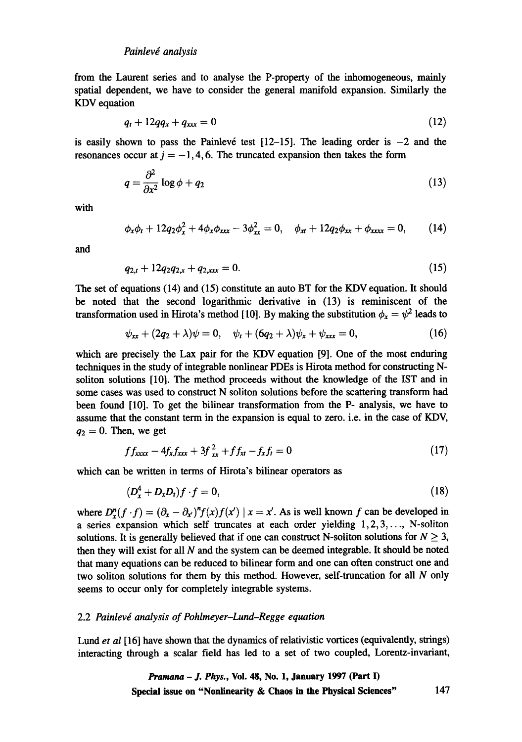from the Laurent series and to analyse the P-property of the inhomogeneous, mainly spatial dependent, we have to consider the general manifold expansion. Similarly the KDV equation

$$q_t + 12qq_x + q_{xxx} = 0 \tag{12}$$

is easily shown to pass the Painlevé test [12–15]. The leading order is $-2$ and the resonances occur at $j = -1, 4, 6$. The truncated expansion then takes the form

$$q = \frac{\partial^2}{\partial x^2} \log \phi + q_2 \tag{13}$$

with

$$\phi_x\phi_t + 12q_2\phi_x^2 + 4\phi_x\phi_{xxx} - 3\phi_{xx}^2 = 0, \quad \phi_{xt} + 12q_2\phi_{xx} + \phi_{xxxx} = 0, \tag{14}$$

and

$$q_{2,t} + 12q_2q_{2,x} + q_{2,xxx} = 0. \tag{15}$$

The set of equations (14) and (15) constitute an auto BT for the KDV equation. It should be noted that the second logarithmic derivative in (13) is reminiscent of the transformation used in Hirota's method [10]. By making the substitution $\phi_x = \psi^2$ leads to

$$\psi_{xx} + (2q_2 + \lambda)\psi = 0, \quad \psi_t + (6q_2 + \lambda)\psi_x + \psi_{xxx} = 0, \tag{16}$$

which are precisely the Lax pair for the KDV equation [9]. One of the most enduring techniques in the study of integrable nonlinear PDEs is Hirota method for constructing N-soliton solutions [10]. The method proceeds without the knowledge of the IST and in some cases was used to construct N soliton solutions before the scattering transform had been found [10]. To get the bilinear transformation from the P- analysis, we have to assume that the constant term in the expansion is equal to zero. i.e. in the case of KDV, $q_2 = 0$. Then, we get

$$ff_{xxxx} - 4f_xf_{xxx} + 3f_{xx}^2 + ff_{xt} - f_xf_t = 0 \tag{17}$$

which can be written in terms of Hirota's bilinear operators as

$$(D_x^4 + D_xD_t)f \cdot f = 0, \tag{18}$$

where $D_x^n(f \cdot f) = (\partial_x - \partial_{x'})^n f(x)f(x') \mid x = x'$. As is well known $f$ can be developed in a series expansion which self truncates at each order yielding $1, 2, 3, \ldots,$ N-soliton solutions. It is generally believed that if one can construct N-soliton solutions for $N \geq 3$, then they will exist for all $N$ and the system can be deemed integrable. It should be noted that many equations can be reduced to bilinear form and one can often construct one and two soliton solutions for them by this method. However, self-truncation for all $N$ only seems to occur only for completely integrable systems.

### 2.2 *Painlevé analysis of Pohlmeyer–Lund–Regge equation*

Lund *et al* [16] have shown that the dynamics of relativistic vortices (equivalently, strings) interacting through a scalar field has led to a set of two coupled, Lorentz-invariant,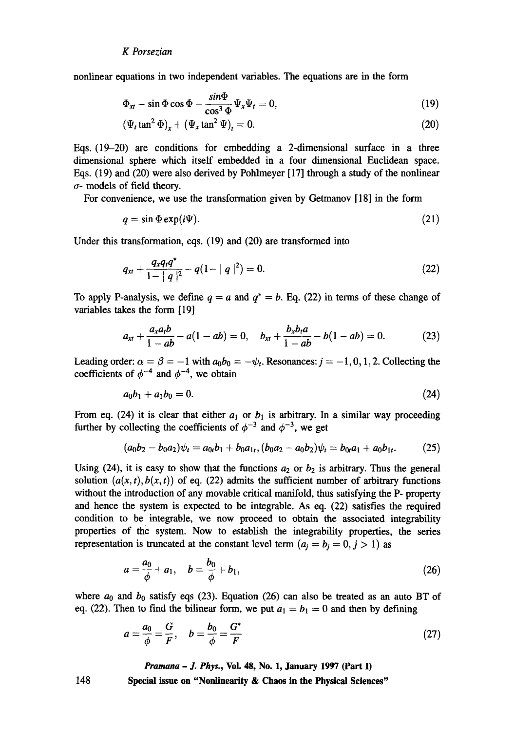nonlinear equations in two independent variables. The equations are in the form

$$\Phi_{xt} - \sin\Phi\cos\Phi - \frac{\sin\Phi}{\cos^3\Phi}\Psi_x\Psi_t = 0, \tag{19}$$

$$(\Psi_t \tan^2\Phi)_x + (\Psi_x \tan^2\Psi)_t = 0. \tag{20}$$

Eqs. (19–20) are conditions for embedding a 2-dimensional surface in a three dimensional sphere which itself embedded in a four dimensional Euclidean space. Eqs. (19) and (20) were also derived by Pohlmeyer [17] through a study of the nonlinear $\sigma$- models of field theory.

For convenience, we use the transformation given by Getmanov [18] in the form

$$q = \sin\Phi\exp(i\Psi). \tag{21}$$

Under this transformation, eqs. (19) and (20) are transformed into

$$q_{xt} + \frac{q_x q_t q^*}{1 - |q|^2} - q(1 - |q|^2) = 0. \tag{22}$$

To apply P-analysis, we define $q = a$ and $q^* = b$. Eq. (22) in terms of these change of variables takes the form [19]

$$a_{xt} + \frac{a_x a_t b}{1 - ab} - a(1 - ab) = 0, \quad b_{xt} + \frac{b_x b_t a}{1 - ab} - b(1 - ab) = 0. \tag{23}$$

Leading order: $\alpha = \beta = -1$ with $a_0 b_0 = -\psi_t$. Resonances: $j = -1, 0, 1, 2$. Collecting the coefficients of $\phi^{-4}$ and $\phi^{-4}$, we obtain

$$a_0 b_1 + a_1 b_0 = 0. \tag{24}$$

From eq. (24) it is clear that either $a_1$ or $b_1$ is arbitrary. In a similar way proceeding further by collecting the coefficients of $\phi^{-3}$ and $\phi^{-3}$, we get

$$(a_0 b_2 - b_0 a_2)\psi_t = a_{0t} b_1 + b_0 a_{1t}, (b_0 a_2 - a_0 b_2)\psi_t = b_{0t} a_1 + a_0 b_{1t}. \tag{25}$$

Using (24), it is easy to show that the functions $a_2$ or $b_2$ is arbitrary. Thus the general solution $(a(x,t), b(x,t))$ of eq. (22) admits the sufficient number of arbitrary functions without the introduction of any movable critical manifold, thus satisfying the P- property and hence the system is expected to be integrable. As eq. (22) satisfies the required condition to be integrable, we now proceed to obtain the associated integrability properties of the system. Now to establish the integrability properties, the series representation is truncated at the constant level term $(a_j = b_j = 0, j > 1)$ as

$$a = \frac{a_0}{\phi} + a_1, \quad b = \frac{b_0}{\phi} + b_1, \tag{26}$$

where $a_0$ and $b_0$ satisfy eqs (23). Equation (26) can also be treated as an auto BT of eq. (22). Then to find the bilinear form, we put $a_1 = b_1 = 0$ and then by defining

$$a = \frac{a_0}{\phi} = \frac{G}{F}, \quad b = \frac{b_0}{\phi} = \frac{G^*}{F} \tag{27}$$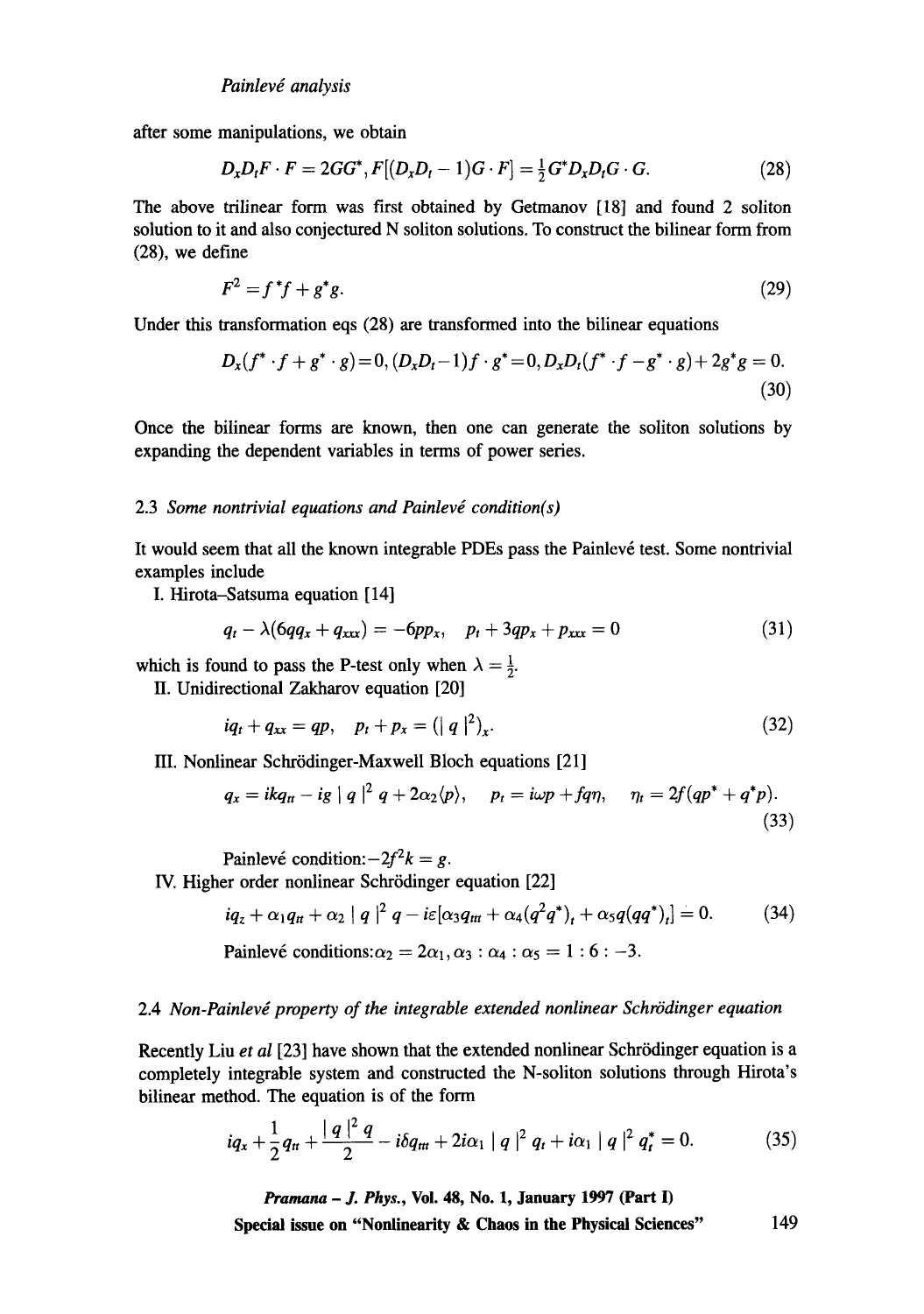after some manipulations, we obtain

$$D_xD_tF \cdot F = 2GG^*, F[(D_xD_t - 1)G \cdot F] = \frac{1}{2}G^*D_xD_tG \cdot G. \tag{28}$$

The above trilinear form was first obtained by Getmanov [18] and found 2 soliton solution to it and also conjectured N soliton solutions. To construct the bilinear form from (28), we define

$$F^2 = f^*f + g^*g. \tag{29}$$

Under this transformation eqs (28) are transformed into the bilinear equations

$$D_x(f^* \cdot f + g^* \cdot g) = 0, (D_xD_t - 1)f \cdot g^* = 0, D_xD_t(f^* \cdot f - g^* \cdot g) + 2g^*g = 0. \tag{30}$$

Once the bilinear forms are known, then one can generate the soliton solutions by expanding the dependent variables in terms of power series.

### 2.3 *Some nontrivial equations and Painlevé condition(s)*

It would seem that all the known integrable PDEs pass the Painlevé test. Some nontrivial examples include

I. Hirota–Satsuma equation [14]

$$q_t - \lambda(6qq_x + q_{xxx}) = -6pp_x, \quad p_t + 3qp_x + p_{xxx} = 0 \tag{31}$$

which is found to pass the P-test only when $\lambda = \frac{1}{2}$.

II. Unidirectional Zakharov equation [20]

$$iq_t + q_{xx} = qp, \quad p_t + p_x = (|q|^2)_x. \tag{32}$$

III. Nonlinear Schrödinger-Maxwell Bloch equations [21]

$$q_x = ikq_{tt} - ig|q|^2 q + 2\alpha_2\langle p\rangle, \quad p_t = i\omega p + fq\eta, \quad \eta_t = 2f(qp^* + q^*p). \tag{33}$$

Painlevé condition: $-2f^2k = g$.

IV. Higher order nonlinear Schrödinger equation [22]

$$iq_z + \alpha_1 q_{tt} + \alpha_2|q|^2 q - i\varepsilon[\alpha_3 q_{ttt} + \alpha_4(q^2q^*)_t + \alpha_5 q(qq^*)_t] = 0. \tag{34}$$

Painlevé conditions: $\alpha_2 = 2\alpha_1, \alpha_3 : \alpha_4 : \alpha_5 = 1 : 6 : -3$.

### 2.4 *Non-Painlevé property of the integrable extended nonlinear Schrödinger equation*

Recently Liu *et al* [23] have shown that the extended nonlinear Schrödinger equation is a completely integrable system and constructed the N-soliton solutions through Hirota's bilinear method. The equation is of the form

$$iq_x + \frac{1}{2}q_{tt} + \frac{|q|^2 q}{2} - i\delta q_{ttt} + 2i\alpha_1|q|^2 q_t + i\alpha_1|q|^2 q_t^* = 0. \tag{35}$$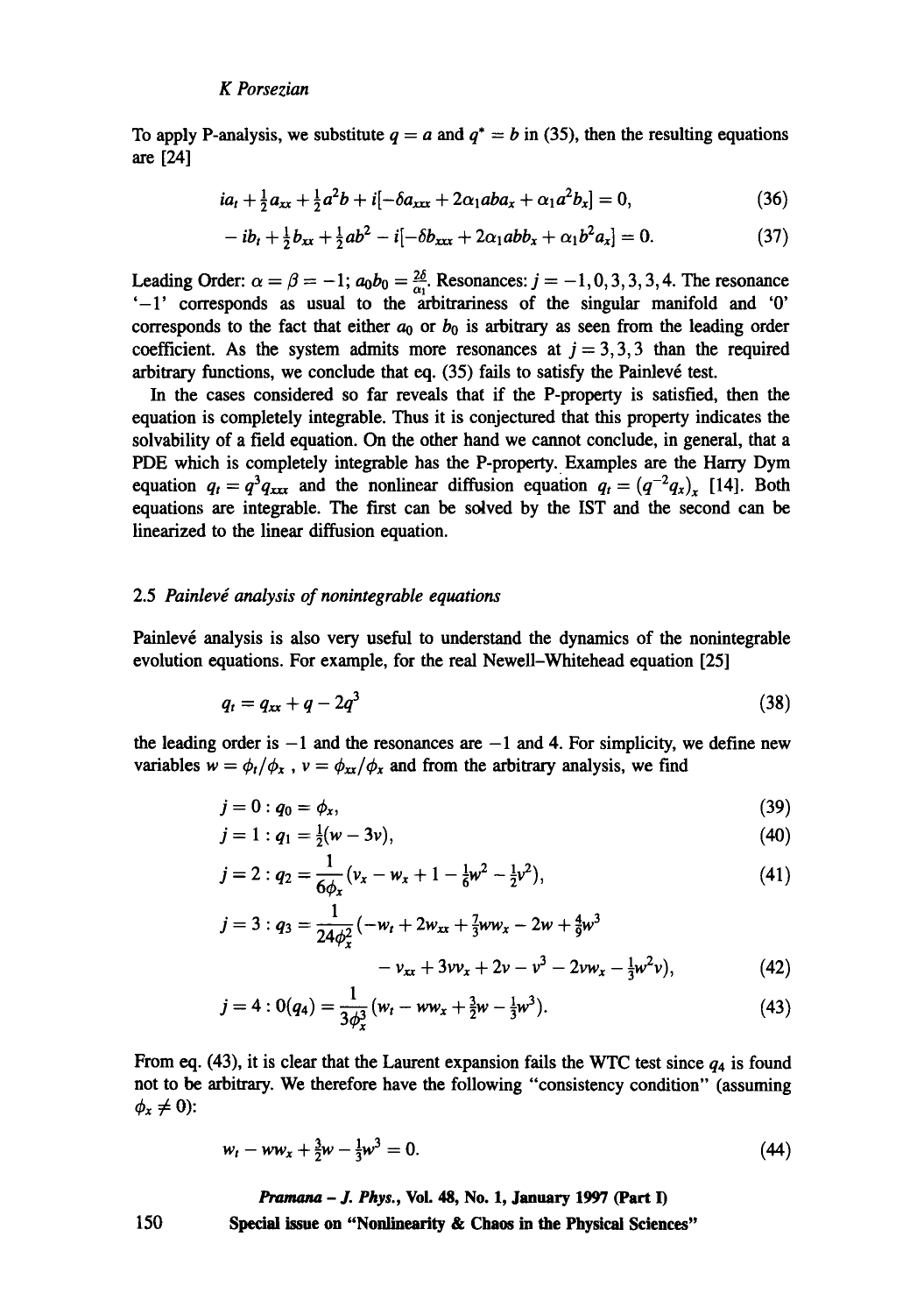To apply P-analysis, we substitute $q = a$ and $q^* = b$ in (35), then the resulting equations are [24]

$$ia_t + \tfrac{1}{2}a_{xx} + \tfrac{1}{2}a^2 b + i[-\delta a_{xxx} + 2\alpha_1 aba_x + \alpha_1 a^2 b_x] = 0, \tag{36}$$

$$-ib_t + \tfrac{1}{2}b_{xx} + \tfrac{1}{2}ab^2 - i[-\delta b_{xxx} + 2\alpha_1 abb_x + \alpha_1 b^2 a_x] = 0. \tag{37}$$

Leading Order: $\alpha = \beta = -1$; $a_0 b_0 = \frac{2\delta}{\alpha_1}$. Resonances: $j = -1, 0, 3, 3, 3, 4$. The resonance '$-1$' corresponds as usual to the arbitrariness of the singular manifold and '0' corresponds to the fact that either $a_0$ or $b_0$ is arbitrary as seen from the leading order coefficient. As the system admits more resonances at $j = 3, 3, 3$ than the required arbitrary functions, we conclude that eq. (35) fails to satisfy the Painlevé test.

In the cases considered so far reveals that if the P-property is satisfied, then the equation is completely integrable. Thus it is conjectured that this property indicates the solvability of a field equation. On the other hand we cannot conclude, in general, that a PDE which is completely integrable has the P-property. Examples are the Harry Dym equation $q_t = q^3 q_{xxx}$ and the nonlinear diffusion equation $q_t = (q^{-2} q_x)_x$ [14]. Both equations are integrable. The first can be solved by the IST and the second can be linearized to the linear diffusion equation.

### 2.5 *Painlevé analysis of nonintegrable equations*

Painlevé analysis is also very useful to understand the dynamics of the nonintegrable evolution equations. For example, for the real Newell–Whitehead equation [25]

$$q_t = q_{xx} + q - 2q^3 \tag{38}$$

the leading order is $-1$ and the resonances are $-1$ and 4. For simplicity, we define new variables $w = \phi_t/\phi_x$ , $v = \phi_{xx}/\phi_x$ and from the arbitrary analysis, we find

$$j = 0 : q_0 = \phi_x, \tag{39}$$

$$j = 1 : q_1 = \tfrac{1}{2}(w - 3v), \tag{40}$$

$$j = 2 : q_2 = \frac{1}{6\phi_x}(v_x - w_x + 1 - \tfrac{1}{6}w^2 - \tfrac{1}{2}v^2), \tag{41}$$

$$\begin{aligned} j = 3 : q_3 = \frac{1}{24\phi_x^2}(&-w_t + 2w_{xx} + \tfrac{7}{3}ww_x - 2w + \tfrac{4}{9}w^3 \\ &- v_{xx} + 3vv_x + 2v - v^3 - 2vw_x - \tfrac{1}{3}w^2 v), \end{aligned} \tag{42}$$

$$j = 4 : 0(q_4) = \frac{1}{3\phi_x^3}(w_t - ww_x + \tfrac{3}{2}w - \tfrac{1}{3}w^3). \tag{43}$$

From eq. (43), it is clear that the Laurent expansion fails the WTC test since $q_4$ is found not to be arbitrary. We therefore have the following "consistency condition" (assuming $\phi_x \neq 0$):

$$w_t - ww_x + \tfrac{3}{2}w - \tfrac{1}{3}w^3 = 0. \tag{44}$$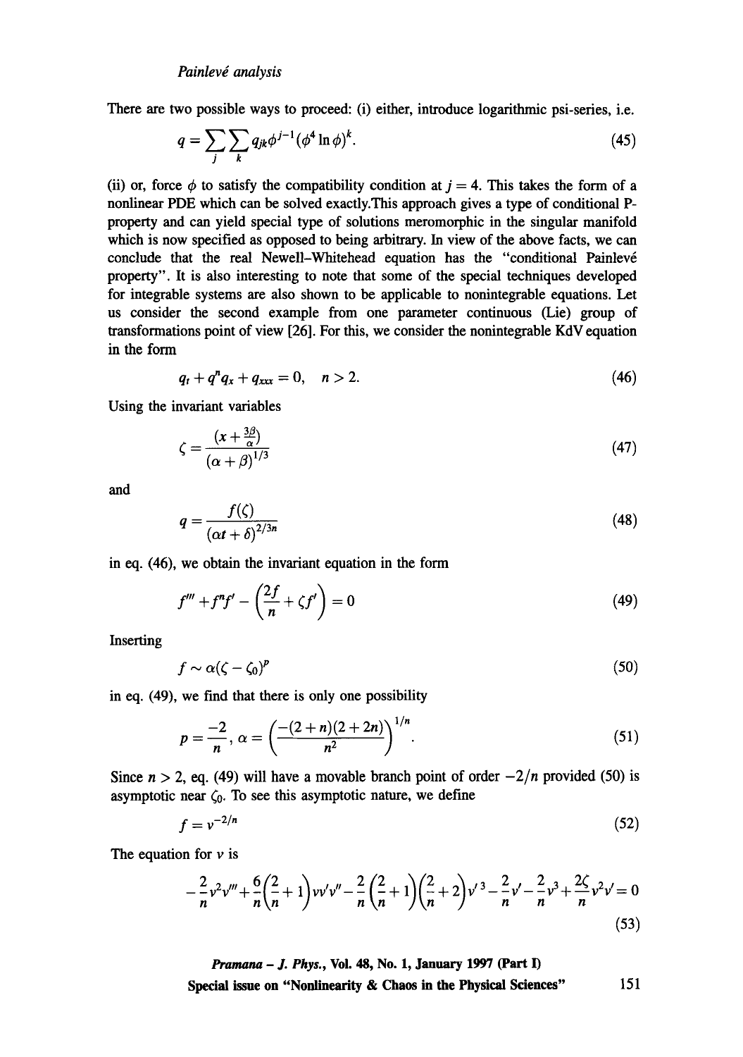There are two possible ways to proceed: (i) either, introduce logarithmic psi-series, i.e.

$$q = \sum_j \sum_k q_{jk} \phi^{j-1} (\phi^4 \ln \phi)^k. \tag{45}$$

(ii) or, force $\phi$ to satisfy the compatibility condition at $j = 4$. This takes the form of a nonlinear PDE which can be solved exactly.This approach gives a type of conditional P-property and can yield special type of solutions meromorphic in the singular manifold which is now specified as opposed to being arbitrary. In view of the above facts, we can conclude that the real Newell–Whitehead equation has the "conditional Painlevé property". It is also interesting to note that some of the special techniques developed for integrable systems are also shown to be applicable to nonintegrable equations. Let us consider the second example from one parameter continuous (Lie) group of transformations point of view [26]. For this, we consider the nonintegrable KdV equation in the form

$$q_t + q^n q_x + q_{xxx} = 0, \quad n > 2. \tag{46}$$

Using the invariant variables

$$\zeta = \frac{(x + \frac{3\beta}{\alpha})}{(\alpha + \beta)^{1/3}} \tag{47}$$

and

$$q = \frac{f(\zeta)}{(\alpha t + \delta)^{2/3n}} \tag{48}$$

in eq. (46), we obtain the invariant equation in the form

$$f''' + f^n f' - \left( \frac{2f}{n} + \zeta f' \right) = 0 \tag{49}$$

Inserting

$$f \sim \alpha (\zeta - \zeta_0)^p \tag{50}$$

in eq. (49), we find that there is only one possibility

$$p = \frac{-2}{n}, \; \alpha = \left( \frac{-(2+n)(2+2n)}{n^2} \right)^{1/n}. \tag{51}$$

Since $n > 2$, eq. (49) will have a movable branch point of order $-2/n$ provided (50) is asymptotic near $\zeta_0$. To see this asymptotic nature, we define

$$f = v^{-2/n} \tag{52}$$

The equation for $v$ is

$$-\frac{2}{n} v^2 v''' + \frac{6}{n}\left( \frac{2}{n} + 1 \right) v v' v'' - \frac{2}{n}\left( \frac{2}{n} + 1 \right)\left( \frac{2}{n} + 2 \right) v'^3 - \frac{2}{n} v' - \frac{2}{n} v^3 + \frac{2\zeta}{n} v^2 v' = 0 \tag{53}$$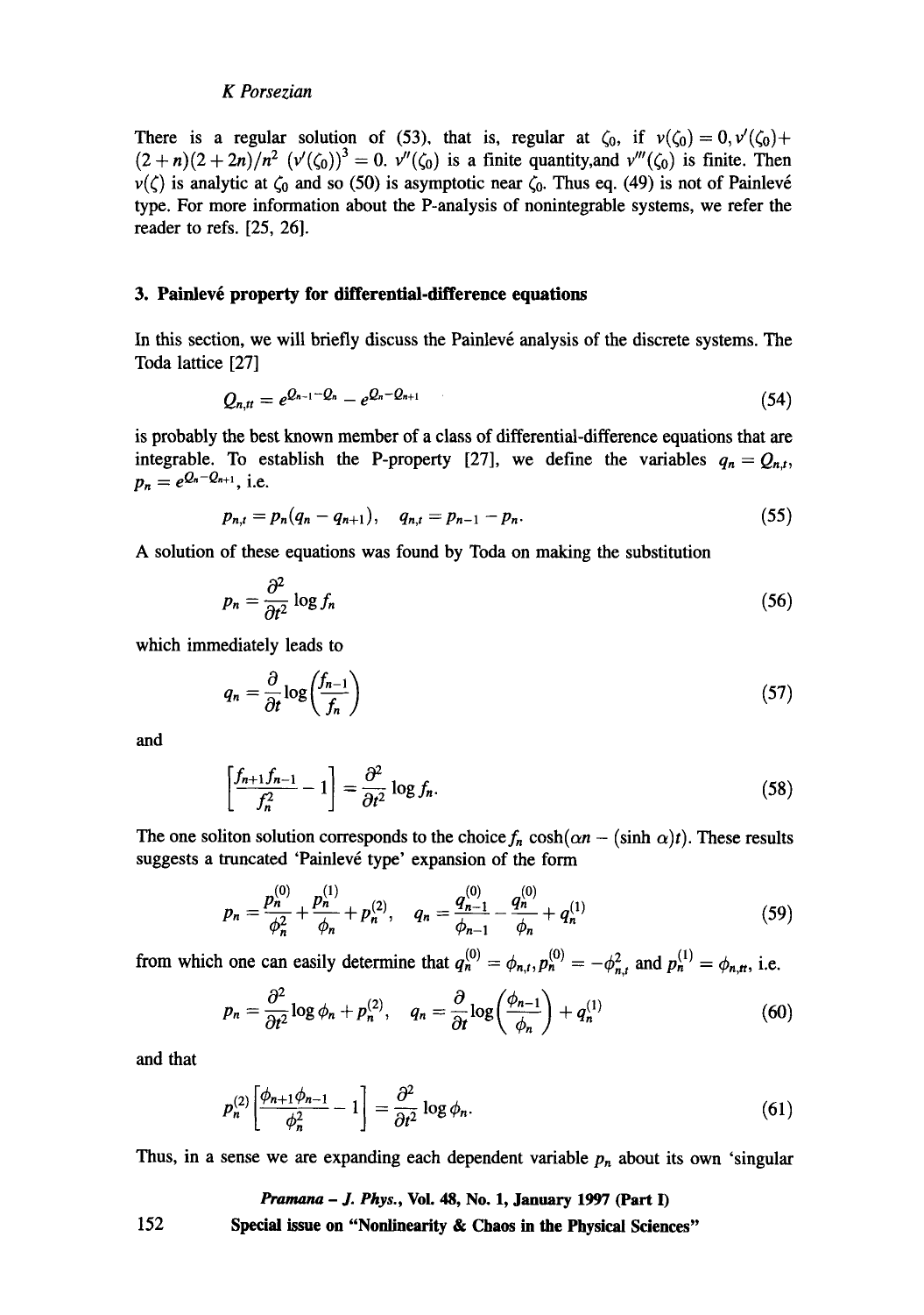There is a regular solution of (53), that is, regular at $\zeta_0$, if $v(\zeta_0) = 0, v'(\zeta_0) + (2+n)(2+2n)/n^2 \; (v'(\zeta_0))^3 = 0$. $v''(\zeta_0)$ is a finite quantity,and $v'''(\zeta_0)$ is finite. Then $v(\zeta)$ is analytic at $\zeta_0$ and so (50) is asymptotic near $\zeta_0$. Thus eq. (49) is not of Painlevé type. For more information about the P-analysis of nonintegrable systems, we refer the reader to refs. [25, 26].

## 3. Painlevé property for differential-difference equations

In this section, we will briefly discuss the Painlevé analysis of the discrete systems. The Toda lattice [27]

$$Q_{n,tt} = e^{Q_{n-1}-Q_n} - e^{Q_n - Q_{n+1}} \tag{54}$$

is probably the best known member of a class of differential-difference equations that are integrable. To establish the P-property [27], we define the variables $q_n = Q_{n,t}$, $p_n = e^{Q_n - Q_{n+1}}$, i.e.

$$p_{n,t} = p_n(q_n - q_{n+1}), \quad q_{n,t} = p_{n-1} - p_n. \tag{55}$$

A solution of these equations was found by Toda on making the substitution

$$p_n = \frac{\partial^2}{\partial t^2} \log f_n \tag{56}$$

which immediately leads to

$$q_n = \frac{\partial}{\partial t} \log\left(\frac{f_{n-1}}{f_n}\right) \tag{57}$$

and

$$\left[\frac{f_{n+1} f_{n-1}}{f_n^2} - 1\right] = \frac{\partial^2}{\partial t^2} \log f_n. \tag{58}$$

The one soliton solution corresponds to the choice $f_n \cosh(\alpha n - (\sinh \alpha)t)$. These results suggests a truncated 'Painlevé type' expansion of the form

$$p_n = \frac{p_n^{(0)}}{\phi_n^2} + \frac{p_n^{(1)}}{\phi_n} + p_n^{(2)}, \quad q_n = \frac{q_{n-1}^{(0)}}{\phi_{n-1}} - \frac{q_n^{(0)}}{\phi_n} + q_n^{(1)} \tag{59}$$

from which one can easily determine that $q_n^{(0)} = \phi_{n,t}, p_n^{(0)} = -\phi_{n,t}^2$ and $p_n^{(1)} = \phi_{n,tt}$, i.e.

$$p_n = \frac{\partial^2}{\partial t^2} \log \phi_n + p_n^{(2)}, \quad q_n = \frac{\partial}{\partial t} \log\left(\frac{\phi_{n-1}}{\phi_n}\right) + q_n^{(1)} \tag{60}$$

and that

$$p_n^{(2)}\left[\frac{\phi_{n+1}\phi_{n-1}}{\phi_n^2} - 1\right] = \frac{\partial^2}{\partial t^2} \log \phi_n. \tag{61}$$

Thus, in a sense we are expanding each dependent variable $p_n$ about its own 'singular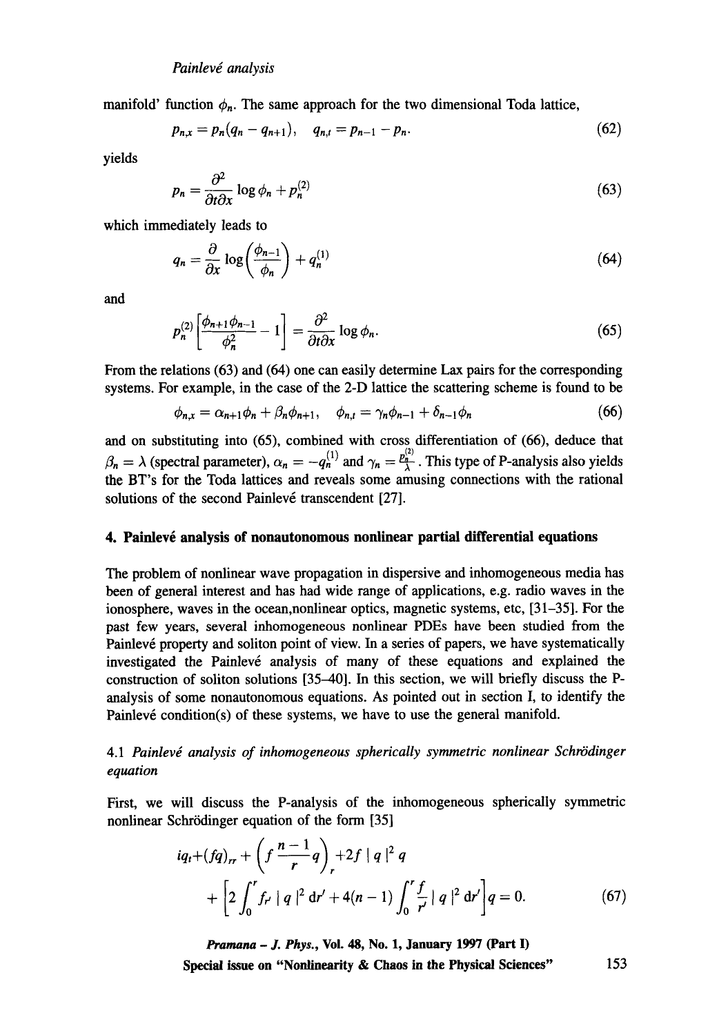manifold' function $\phi_n$. The same approach for the two dimensional Toda lattice,

$$p_{n,x} = p_n(q_n - q_{n+1}), \quad q_{n,t} = p_{n-1} - p_n. \tag{62}$$

yields

$$p_n = \frac{\partial^2}{\partial t \partial x} \log \phi_n + p_n^{(2)} \tag{63}$$

which immediately leads to

$$q_n = \frac{\partial}{\partial x} \log\left(\frac{\phi_{n-1}}{\phi_n}\right) + q_n^{(1)} \tag{64}$$

and

$$p_n^{(2)}\left[\frac{\phi_{n+1}\phi_{n-1}}{\phi_n^2} - 1\right] = \frac{\partial^2}{\partial t \partial x} \log \phi_n. \tag{65}$$

From the relations (63) and (64) one can easily determine Lax pairs for the corresponding systems. For example, in the case of the 2-D lattice the scattering scheme is found to be

$$\phi_{n,x} = \alpha_{n+1}\phi_n + \beta_n\phi_{n+1}, \quad \phi_{n,t} = \gamma_n\phi_{n-1} + \delta_{n-1}\phi_n \tag{66}$$

and on substituting into (65), combined with cross differentiation of (66), deduce that $\beta_n = \lambda$ (spectral parameter), $\alpha_n = -q_n^{(1)}$ and $\gamma_n = \frac{p_n^{(2)}}{\lambda}$. This type of P-analysis also yields the BT's for the Toda lattices and reveals some amusing connections with the rational solutions of the second Painlevé transcendent [27].

## 4. Painlevé analysis of nonautonomous nonlinear partial differential equations

The problem of nonlinear wave propagation in dispersive and inhomogeneous media has been of general interest and has had wide range of applications, e.g. radio waves in the ionosphere, waves in the ocean,nonlinear optics, magnetic systems, etc, [31–35]. For the past few years, several inhomogeneous nonlinear PDEs have been studied from the Painlevé property and soliton point of view. In a series of papers, we have systematically investigated the Painlevé analysis of many of these equations and explained the construction of soliton solutions [35–40]. In this section, we will briefly discuss the P-analysis of some nonautonomous equations. As pointed out in section I, to identify the Painlevé condition(s) of these systems, we have to use the general manifold.

### 4.1 *Painlevé analysis of inhomogeneous spherically symmetric nonlinear Schrödinger equation*

First, we will discuss the P-analysis of the inhomogeneous spherically symmetric nonlinear Schrödinger equation of the form [35]

$$\begin{aligned} iq_t + (fq)_{rr} + \left(f\frac{n-1}{r}q\right)_r + 2f\,|\,q\,|^2\,q \\ + \left[2\int_0^r f_{r'}\,|\,q\,|^2\,\mathrm{d}r' + 4(n-1)\int_0^r \frac{f}{r'}\,|\,q\,|^2\,\mathrm{d}r'\right]q = 0. \end{aligned} \tag{67}$$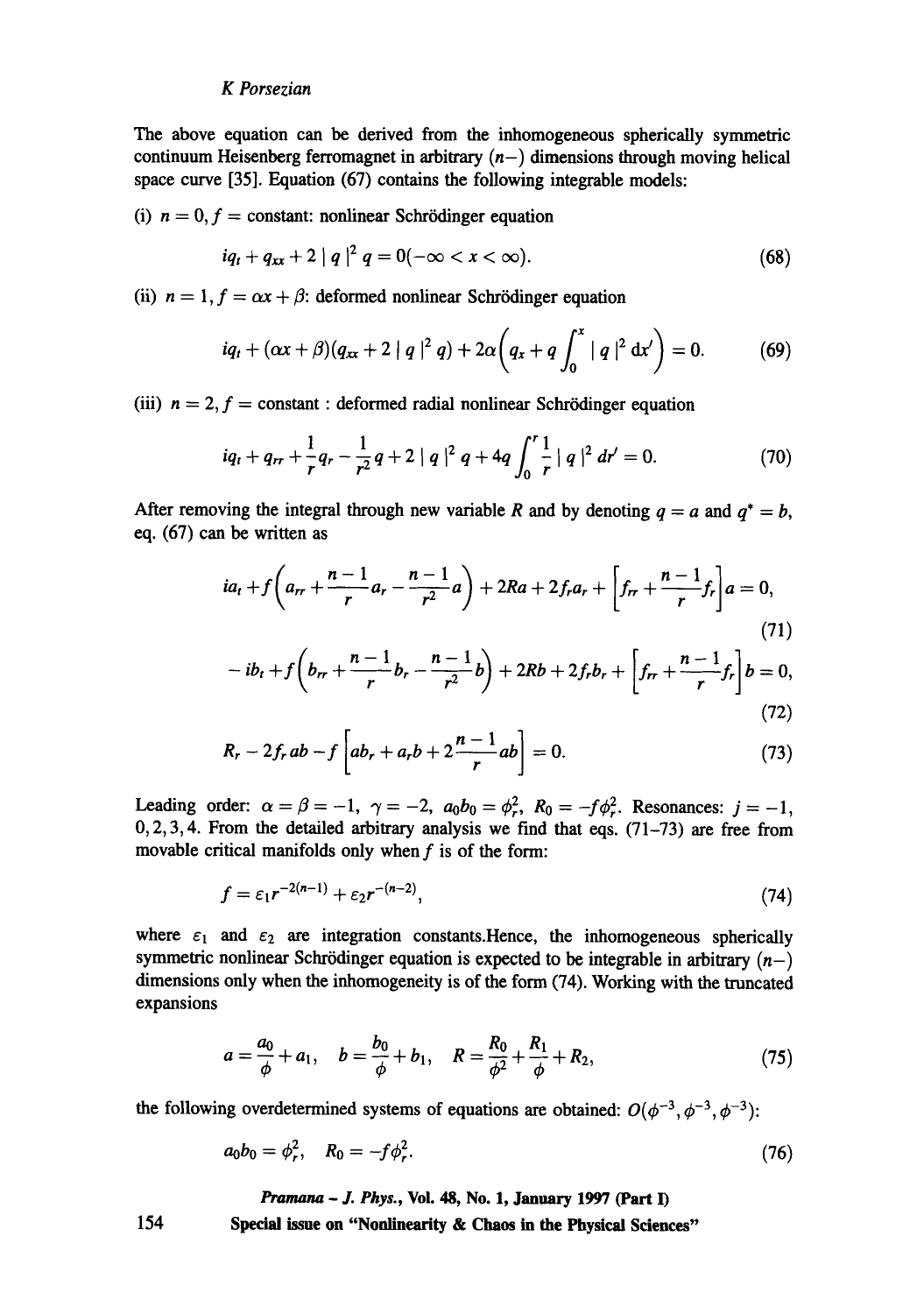The above equation can be derived from the inhomogeneous spherically symmetric continuum Heisenberg ferromagnet in arbitrary ($n-$) dimensions through moving helical space curve [35]. Equation (67) contains the following integrable models:

(i) $n = 0, f =$ constant: nonlinear Schrödinger equation

$$iq_t + q_{xx} + 2 \mid q \mid^2 q = 0(-\infty < x < \infty). \tag{68}$$

(ii) $n = 1, f = \alpha x + \beta$: deformed nonlinear Schrödinger equation

$$iq_t + (\alpha x + \beta)(q_{xx} + 2 \mid q \mid^2 q) + 2\alpha\left(q_x + q \int_0^x \mid q \mid^2 \mathrm{d}x'\right) = 0. \tag{69}$$

(iii) $n = 2, f =$ constant : deformed radial nonlinear Schrödinger equation

$$iq_t + q_{rr} + \frac{1}{r}q_r - \frac{1}{r^2}q + 2 \mid q \mid^2 q + 4q \int_0^r \frac{1}{r} \mid q \mid^2 dr' = 0. \tag{70}$$

After removing the integral through new variable $R$ and by denoting $q = a$ and $q^* = b$, eq. (67) can be written as

$$ia_t + f\left(a_{rr} + \frac{n-1}{r}a_r - \frac{n-1}{r^2}a\right) + 2Ra + 2f_r a_r + \left[f_{rr} + \frac{n-1}{r}f_r\right]a = 0, \tag{71}$$

$$-ib_t + f\left(b_{rr} + \frac{n-1}{r}b_r - \frac{n-1}{r^2}b\right) + 2Rb + 2f_r b_r + \left[f_{rr} + \frac{n-1}{r}f_r\right]b = 0, \tag{72}$$

$$R_r - 2f_r ab - f\left[ab_r + a_r b + 2\frac{n-1}{r}ab\right] = 0. \tag{73}$$

Leading order: $\alpha = \beta = -1$, $\gamma = -2$, $a_0 b_0 = \phi_r^2$, $R_0 = -f\phi_r^2$. Resonances: $j = -1, 0, 2, 3, 4$. From the detailed arbitrary analysis we find that eqs. (71–73) are free from movable critical manifolds only when $f$ is of the form:

$$f = \varepsilon_1 r^{-2(n-1)} + \varepsilon_2 r^{-(n-2)}, \tag{74}$$

where $\varepsilon_1$ and $\varepsilon_2$ are integration constants.Hence, the inhomogeneous spherically symmetric nonlinear Schrödinger equation is expected to be integrable in arbitrary ($n-$) dimensions only when the inhomogeneity is of the form (74). Working with the truncated expansions

$$a = \frac{a_0}{\phi} + a_1, \quad b = \frac{b_0}{\phi} + b_1, \quad R = \frac{R_0}{\phi^2} + \frac{R_1}{\phi} + R_2, \tag{75}$$

the following overdetermined systems of equations are obtained: $O(\phi^{-3}, \phi^{-3}, \phi^{-3})$:

$$a_0 b_0 = \phi_r^2, \quad R_0 = -f\phi_r^2. \tag{76}$$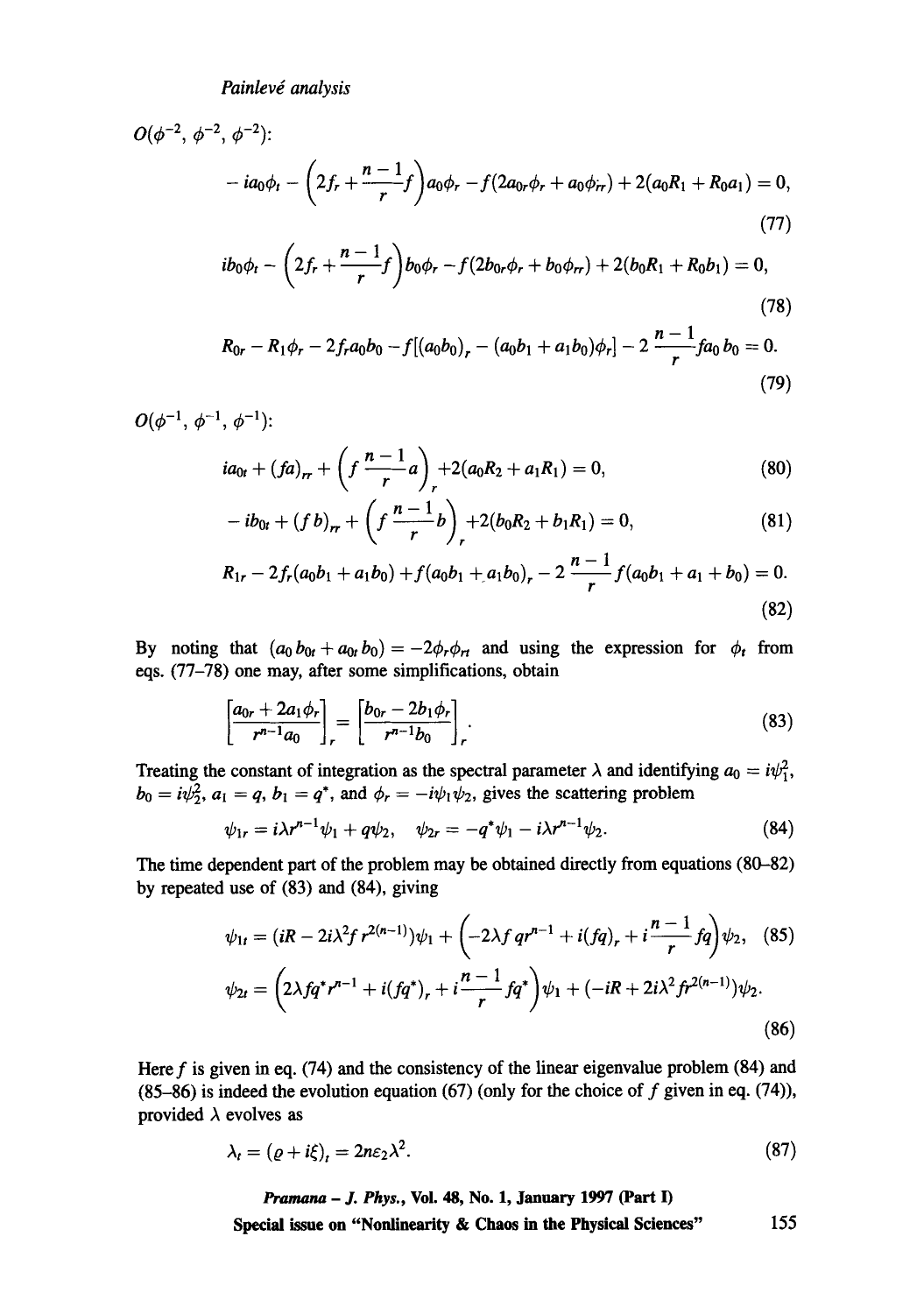$O(\phi^{-2}, \phi^{-2}, \phi^{-2})$:

$$- ia_0\phi_t - \left(2f_r + \frac{n-1}{r}f\right)a_0\phi_r - f(2a_{0r}\phi_r + a_0\phi_{rr}) + 2(a_0R_1 + R_0a_1) = 0, \tag{77}$$

$$ib_0\phi_t - \left(2f_r + \frac{n-1}{r}f\right)b_0\phi_r - f(2b_{0r}\phi_r + b_0\phi_{rr}) + 2(b_0R_1 + R_0b_1) = 0, \tag{78}$$

$$R_{0r} - R_1\phi_r - 2f_ra_0b_0 - f[(a_0b_0)_r - (a_0b_1 + a_1b_0)\phi_r] - 2\,\frac{n-1}{r}fa_0\,b_0 = 0. \tag{79}$$

$O(\phi^{-1}, \phi^{-1}, \phi^{-1})$:

$$ia_{0t} + (fa)_{rr} + \left(f\,\frac{n-1}{r}a\right)_r + 2(a_0R_2 + a_1R_1) = 0, \tag{80}$$

$$- ib_{0t} + (f\,b)_{rr} + \left(f\,\frac{n-1}{r}b\right)_r + 2(b_0R_2 + b_1R_1) = 0, \tag{81}$$

$$R_{1r} - 2f_r(a_0b_1 + a_1b_0) + f(a_0b_1 + a_1b_0)_r - 2\,\frac{n-1}{r}f(a_0b_1 + a_1 + b_0) = 0. \tag{82}$$

By noting that $(a_0\,b_{0t} + a_{0t}\,b_0) = -2\phi_r\phi_{rt}$ and using the expression for $\phi_t$ from eqs. (77–78) one may, after some simplifications, obtain

$$\left[\frac{a_{0r} + 2a_1\phi_r}{r^{n-1}a_0}\right]_r = \left[\frac{b_{0r} - 2b_1\phi_r}{r^{n-1}b_0}\right]_r. \tag{83}$$

Treating the constant of integration as the spectral parameter $\lambda$ and identifying $a_0 = i\psi_1^2$, $b_0 = i\psi_2^2$, $a_1 = q$, $b_1 = q^*$, and $\phi_r = -i\psi_1\psi_2$, gives the scattering problem

$$\psi_{1r} = i\lambda r^{n-1}\psi_1 + q\psi_2, \quad \psi_{2r} = -q^*\psi_1 - i\lambda r^{n-1}\psi_2. \tag{84}$$

The time dependent part of the problem may be obtained directly from equations (80–82) by repeated use of (83) and (84), giving

$$\psi_{1t} = (iR - 2i\lambda^2 f\,r^{2(n-1)})\psi_1 + \left(-2\lambda f\,qr^{n-1} + i(fq)_r + i\frac{n-1}{r}fq\right)\psi_2, \tag{85}$$

$$\psi_{2t} = \left(2\lambda fq^*r^{n-1} + i(fq^*)_r + i\frac{n-1}{r}fq^*\right)\psi_1 + (-iR + 2i\lambda^2 fr^{2(n-1)})\psi_2. \tag{86}$$

Here $f$ is given in eq. (74) and the consistency of the linear eigenvalue problem (84) and (85–86) is indeed the evolution equation (67) (only for the choice of $f$ given in eq. (74)), provided $\lambda$ evolves as

$$\lambda_t = (\varrho + i\xi)_t = 2n\varepsilon_2\lambda^2. \tag{87}$$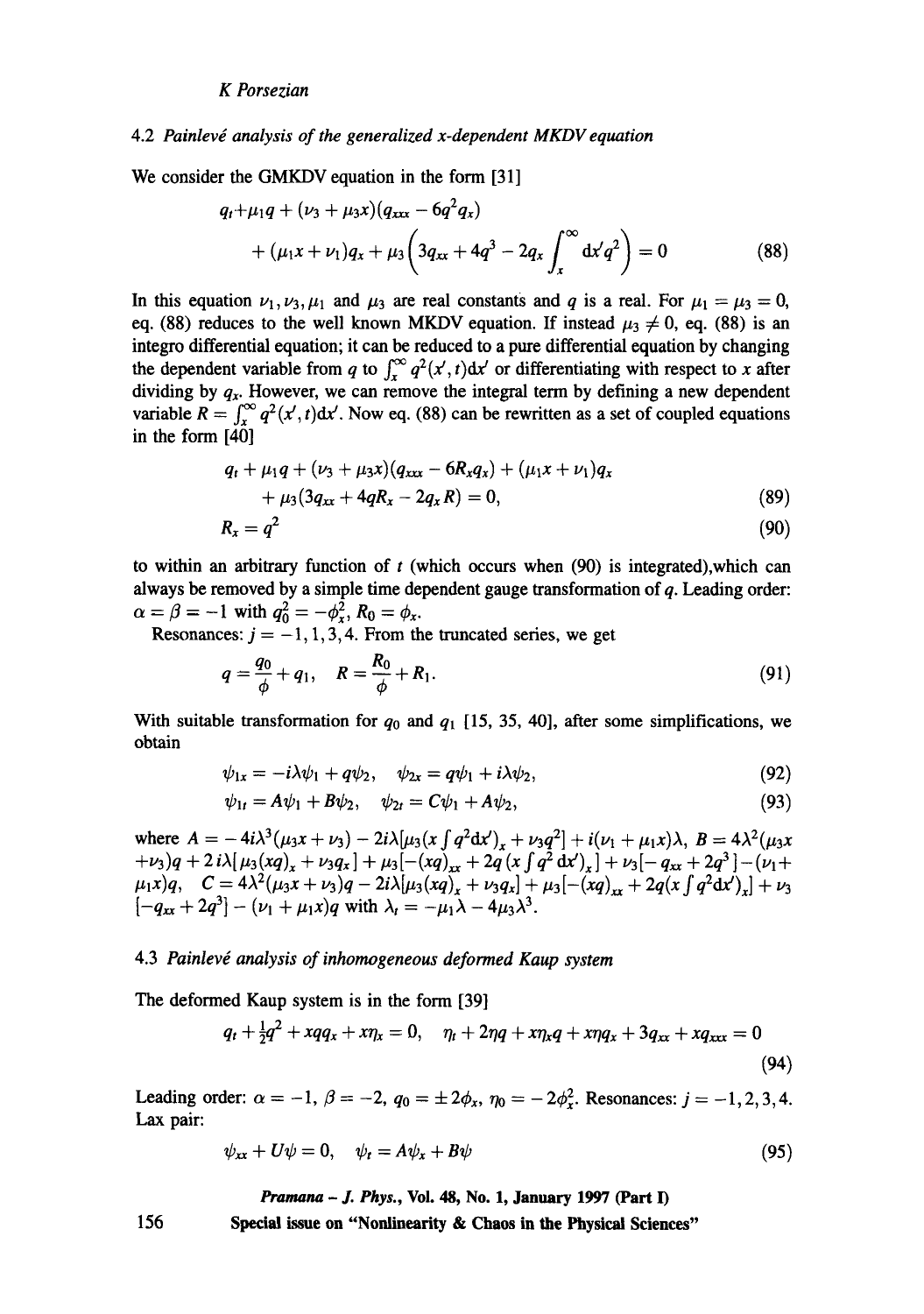### 4.2 *Painlevé analysis of the generalized x-dependent MKDV equation*

We consider the GMKDV equation in the form [31]

$$q_t + \mu_1 q + (\nu_3 + \mu_3 x)(q_{xxx} - 6q^2 q_x) + (\mu_1 x + \nu_1)q_x + \mu_3\left(3q_{xx} + 4q^3 - 2q_x \int_x^\infty \mathrm{d}x' q^2\right) = 0 \tag{88}$$

In this equation $\nu_1, \nu_3, \mu_1$ and $\mu_3$ are real constants and $q$ is a real. For $\mu_1 = \mu_3 = 0$, eq. (88) reduces to the well known MKDV equation. If instead $\mu_3 \neq 0$, eq. (88) is an integro differential equation; it can be reduced to a pure differential equation by changing the dependent variable from $q$ to $\int_x^\infty q^2(x', t)\mathrm{d}x'$ or differentiating with respect to $x$ after dividing by $q_x$. However, we can remove the integral term by defining a new dependent variable $R = \int_x^\infty q^2(x', t)\mathrm{d}x'$. Now eq. (88) can be rewritten as a set of coupled equations in the form [40]

$$q_t + \mu_1 q + (\nu_3 + \mu_3 x)(q_{xxx} - 6R_x q_x) + (\mu_1 x + \nu_1)q_x + \mu_3(3q_{xx} + 4qR_x - 2q_x R) = 0, \tag{89}$$

$$R_x = q^2 \tag{90}$$

to within an arbitrary function of $t$ (which occurs when (90) is integrated),which can always be removed by a simple time dependent gauge transformation of $q$. Leading order: $\alpha = \beta = -1$ with $q_0^2 = -\phi_x^2$, $R_0 = \phi_x$.

Resonances: $j = -1, 1, 3, 4$. From the truncated series, we get

$$q = \frac{q_0}{\phi} + q_1, \quad R = \frac{R_0}{\phi} + R_1. \tag{91}$$

With suitable transformation for $q_0$ and $q_1$ [15, 35, 40], after some simplifications, we obtain

$$\psi_{1x} = -i\lambda\psi_1 + q\psi_2, \quad \psi_{2x} = q\psi_1 + i\lambda\psi_2, \tag{92}$$

$$\psi_{1t} = A\psi_1 + B\psi_2, \quad \psi_{2t} = C\psi_1 + A\psi_2, \tag{93}$$

where $A = -4i\lambda^3(\mu_3 x + \nu_3) - 2i\lambda[\mu_3(x\int q^2 \mathrm{d}x')_x + \nu_3 q^2] + i(\nu_1 + \mu_1 x)\lambda$, $B = 4\lambda^2(\mu_3 x + \nu_3)q + 2i\lambda[\mu_3(xq)_x + \nu_3 q_x] + \mu_3[-(xq)_{xx} + 2q(x\int q^2 \mathrm{d}x')_x] + \nu_3[-q_{xx} + 2q^3] - (\nu_1 + \mu_1 x)q$, $C = 4\lambda^2(\mu_3 x + \nu_3)q - 2i\lambda[\mu_3(xq)_x + \nu_3 q_x] + \mu_3[-(xq)_{xx} + 2q(x\int q^2 \mathrm{d}x')_x] + \nu_3[-q_{xx} + 2q^3] - (\nu_1 + \mu_1 x)q$ with $\lambda_t = -\mu_1\lambda - 4\mu_3\lambda^3$.

### 4.3 *Painlevé analysis of inhomogeneous deformed Kaup system*

The deformed Kaup system is in the form [39]

$$q_t + \tfrac{1}{2}q^2 + xqq_x + x\eta_x = 0, \quad \eta_t + 2\eta q + x\eta_x q + x\eta q_x + 3q_{xx} + xq_{xxx} = 0 \tag{94}$$

Leading order: $\alpha = -1$, $\beta = -2$, $q_0 = \pm 2\phi_x$, $\eta_0 = -2\phi_x^2$. Resonances: $j = -1, 2, 3, 4$.
Lax pair:

$$\psi_{xx} + U\psi = 0, \quad \psi_t = A\psi_x + B\psi \tag{95}$$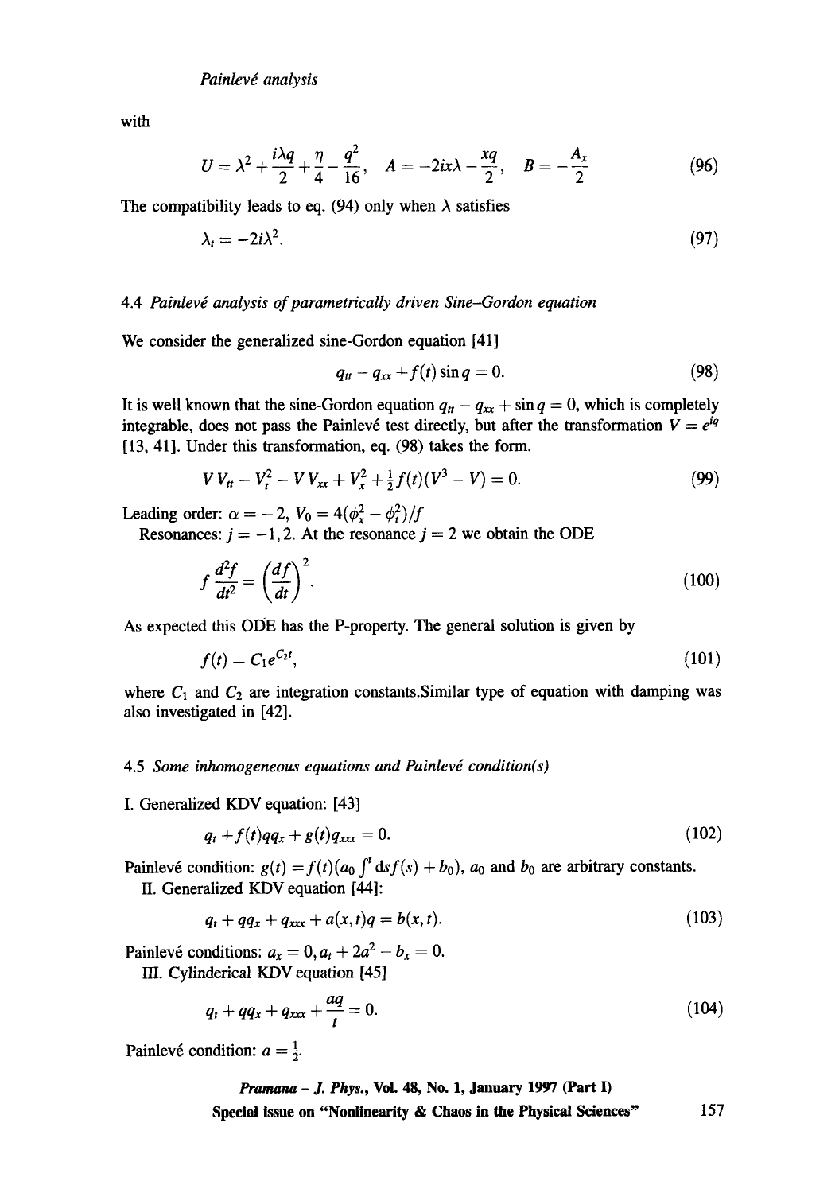with

$$U = \lambda^2 + \frac{i\lambda q}{2} + \frac{\eta}{4} - \frac{q^2}{16}, \quad A = -2ix\lambda - \frac{xq}{2}, \quad B = -\frac{A_x}{2} \tag{96}$$

The compatibility leads to eq. (94) only when $\lambda$ satisfies

$$\lambda_t = -2i\lambda^2. \tag{97}$$

### 4.4 *Painlevé analysis of parametrically driven Sine–Gordon equation*

We consider the generalized sine-Gordon equation [41]

$$q_{tt} - q_{xx} + f(t)\sin q = 0. \tag{98}$$

It is well known that the sine-Gordon equation $q_{tt} - q_{xx} + \sin q = 0$, which is completely integrable, does not pass the Painlevé test directly, but after the transformation $V = e^{iq}$ [13, 41]. Under this transformation, eq. (98) takes the form.

$$VV_{tt} - V_t^2 - VV_{xx} + V_x^2 + \tfrac{1}{2}f(t)(V^3 - V) = 0. \tag{99}$$

Leading order: $\alpha = -2$, $V_0 = 4(\phi_x^2 - \phi_t^2)/f$

Resonances: $j = -1, 2$. At the resonance $j = 2$ we obtain the ODE

$$f\frac{d^2f}{dt^2} = \left(\frac{df}{dt}\right)^2. \tag{100}$$

As expected this ODE has the P-property. The general solution is given by

$$f(t) = C_1 e^{C_2 t}, \tag{101}$$

where $C_1$ and $C_2$ are integration constants.Similar type of equation with damping was also investigated in [42].

### 4.5 *Some inhomogeneous equations and Painlevé condition(s)*

I. Generalized KDV equation: [43]

$$q_t + f(t)qq_x + g(t)q_{xxx} = 0. \tag{102}$$

Painlevé condition: $g(t) = f(t)(a_0 \int^t \mathrm{d}s f(s) + b_0)$, $a_0$ and $b_0$ are arbitrary constants.

II. Generalized KDV equation [44]:

$$q_t + qq_x + q_{xxx} + a(x,t)q = b(x,t). \tag{103}$$

Painlevé conditions: $a_x = 0, a_t + 2a^2 - b_x = 0$.

III. Cylinderical KDV equation [45]

$$q_t + qq_x + q_{xxx} + \frac{aq}{t} = 0. \tag{104}$$

Painlevé condition: $a = \frac{1}{2}$.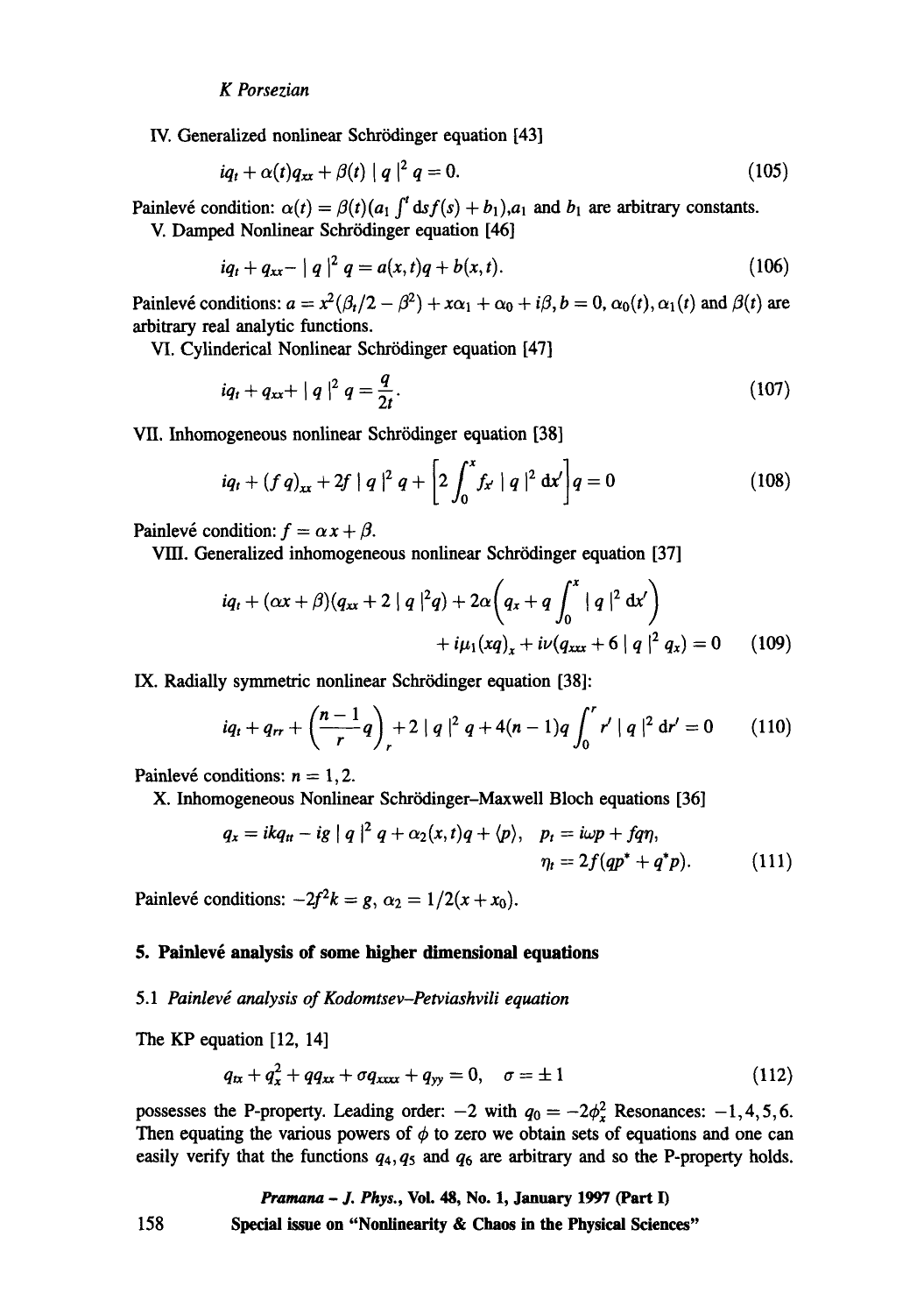IV. Generalized nonlinear Schrödinger equation [43]

$$iq_t + \alpha(t)q_{xx} + \beta(t) \mid q \mid^2 q = 0. \tag{105}$$

Painlevé condition: $\alpha(t) = \beta(t)(a_1 \int^t \mathrm{d}s f(s) + b_1)$,$a_1$ and $b_1$ are arbitrary constants.

V. Damped Nonlinear Schrödinger equation [46]

$$iq_t + q_{xx} - \mid q \mid^2 q = a(x,t)q + b(x,t). \tag{106}$$

Painlevé conditions: $a = x^2(\beta_t/2 - \beta^2) + x\alpha_1 + \alpha_0 + i\beta, b = 0, \alpha_0(t), \alpha_1(t)$ and $\beta(t)$ are arbitrary real analytic functions.

VI. Cylinderical Nonlinear Schrödinger equation [47]

$$iq_t + q_{xx} + \mid q \mid^2 q = \frac{q}{2t}. \tag{107}$$

VII. Inhomogeneous nonlinear Schrödinger equation [38]

$$iq_t + (f\,q)_{xx} + 2f \mid q \mid^2 q + \left[2\int_0^x f_{x'} \mid q \mid^2 \mathrm{d}x'\right] q = 0 \tag{108}$$

Painlevé condition: $f = \alpha x + \beta$.

VIII. Generalized inhomogeneous nonlinear Schrödinger equation [37]

$$iq_t + (\alpha x + \beta)(q_{xx} + 2 \mid q \mid^2 q) + 2\alpha\left(q_x + q\int_0^x \mid q \mid^2 \mathrm{d}x'\right) + i\mu_1(xq)_x + i\nu(q_{xxx} + 6 \mid q \mid^2 q_x) = 0 \tag{109}$$

IX. Radially symmetric nonlinear Schrödinger equation [38]:

$$iq_t + q_{rr} + \left(\frac{n-1}{r}q\right)_r + 2 \mid q \mid^2 q + 4(n-1)q\int_0^r r' \mid q \mid^2 \mathrm{d}r' = 0 \tag{110}$$

Painlevé conditions: $n = 1, 2$.

X. Inhomogeneous Nonlinear Schrödinger–Maxwell Bloch equations [36]

$$q_x = ikq_{tt} - ig \mid q \mid^2 q + \alpha_2(x,t)q + \langle p \rangle, \quad p_t = i\omega p + fq\eta, \quad \eta_t = 2f(qp^* + q^*p). \tag{111}$$

Painlevé conditions: $-2f^2k = g$, $\alpha_2 = 1/2(x + x_0)$.

## 5. Painlevé analysis of some higher dimensional equations

### 5.1 *Painlevé analysis of Kodomtsev–Petviashvili equation*

The KP equation [12, 14]

$$q_{tx} + q_x^2 + qq_{xx} + \sigma q_{xxxx} + q_{yy} = 0, \quad \sigma = \pm 1 \tag{112}$$

possesses the P-property. Leading order: $-2$ with $q_0 = -2\phi_x^2$ Resonances: $-1, 4, 5, 6$. Then equating the various powers of $\phi$ to zero we obtain sets of equations and one can easily verify that the functions $q_4, q_5$ and $q_6$ are arbitrary and so the P-property holds.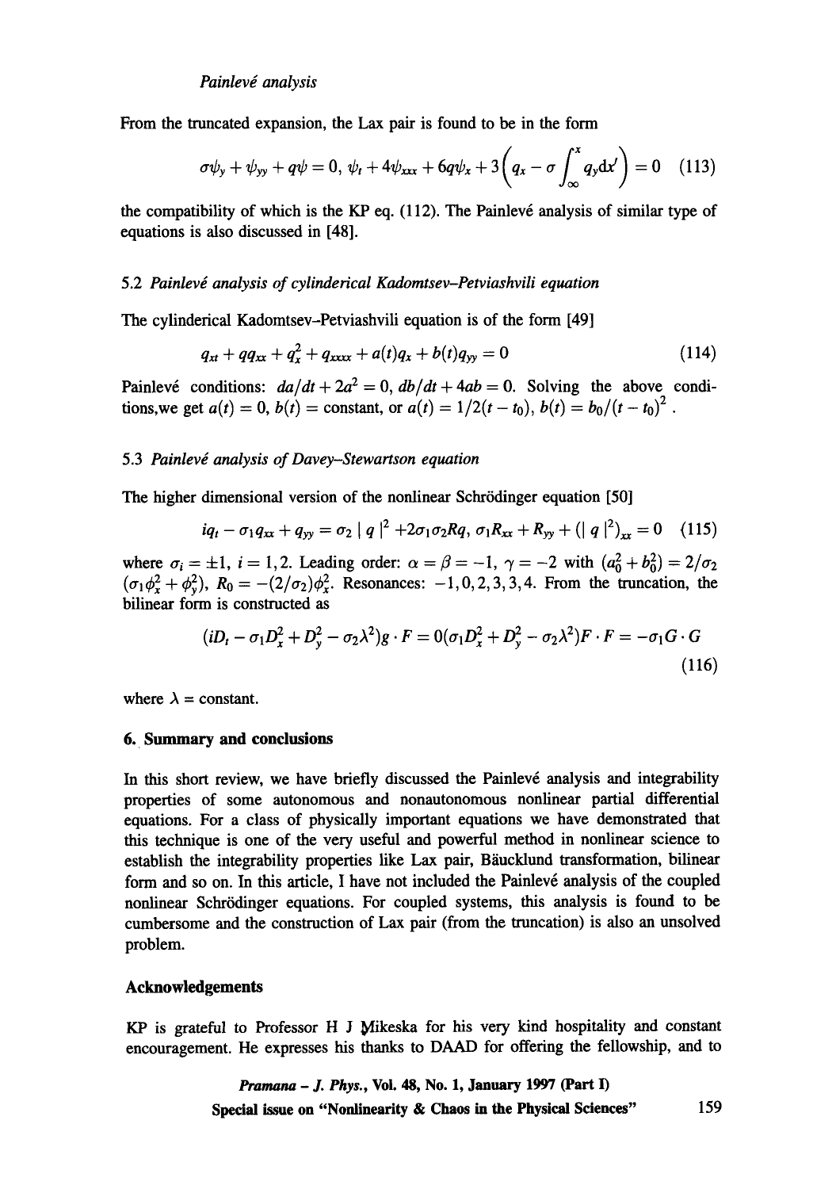From the truncated expansion, the Lax pair is found to be in the form

$$\sigma\psi_y + \psi_{yy} + q\psi = 0,\ \psi_t + 4\psi_{xxx} + 6q\psi_x + 3\left(q_x - \sigma\int_{\infty}^{x} q_y \mathrm{d}x'\right) = 0 \quad (113)$$

the compatibility of which is the KP eq. (112). The Painlevé analysis of similar type of equations is also discussed in [48].

### 5.2 *Painlevé analysis of cylinderical Kadomtsev–Petviashvili equation*

The cylinderical Kadomtsev–Petviashvili equation is of the form [49]

$$q_{xt} + qq_{xx} + q_x^2 + q_{xxxx} + a(t)q_x + b(t)q_{yy} = 0 \quad (114)$$

Painlevé conditions: $da/dt + 2a^2 = 0$, $db/dt + 4ab = 0$. Solving the above conditions,we get $a(t) = 0$, $b(t) =$ constant, or $a(t) = 1/2(t - t_0)$, $b(t) = b_0/(t - t_0)^2$ .

### 5.3 *Painlevé analysis of Davey–Stewartson equation*

The higher dimensional version of the nonlinear Schrödinger equation [50]

$$iq_t - \sigma_1 q_{xx} + q_{yy} = \sigma_2 \mid q \mid^2 + 2\sigma_1\sigma_2 Rq,\ \sigma_1 R_{xx} + R_{yy} + (\mid q \mid^2)_{xx} = 0 \quad (115)$$

where $\sigma_i = \pm 1$, $i = 1, 2$. Leading order: $\alpha = \beta = -1$, $\gamma = -2$ with $(a_0^2 + b_0^2) = 2/\sigma_2$ $(\sigma_1\phi_x^2 + \phi_y^2)$, $R_0 = -(2/\sigma_2)\phi_x^2$. Resonances: $-1, 0, 2, 3, 3, 4$. From the truncation, the bilinear form is constructed as

$$(iD_t - \sigma_1 D_x^2 + D_y^2 - \sigma_2\lambda^2)g \cdot F = 0(\sigma_1 D_x^2 + D_y^2 - \sigma_2\lambda^2)F \cdot F = -\sigma_1 G \cdot G \quad (116)$$

where $\lambda$ = constant.

## 6. Summary and conclusions

In this short review, we have briefly discussed the Painlevé analysis and integrability properties of some autonomous and nonautonomous nonlinear partial differential equations. For a class of physically important equations we have demonstrated that this technique is one of the very useful and powerful method in nonlinear science to establish the integrability properties like Lax pair, Bäucklund transformation, bilinear form and so on. In this article, I have not included the Painlevé analysis of the coupled nonlinear Schrödinger equations. For coupled systems, this analysis is found to be cumbersome and the construction of Lax pair (from the truncation) is also an unsolved problem.

## Acknowledgements

KP is grateful to Professor H J Mikeska for his very kind hospitality and constant encouragement. He expresses his thanks to DAAD for offering the fellowship, and to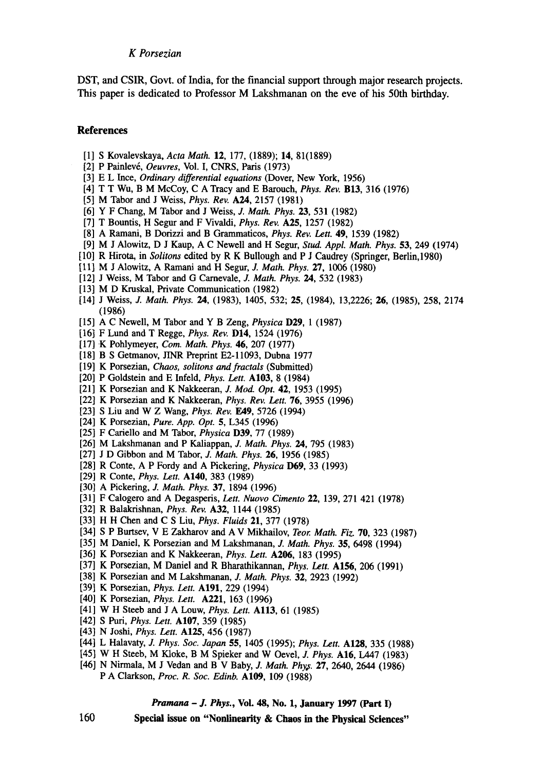DST, and CSIR, Govt. of India, for the financial support through major research projects. This paper is dedicated to Professor M Lakshmanan on the eve of his 50th birthday.

## References

[1] S Kovalevskaya, *Acta Math.* **12**, 177, (1889); **14**, 81(1889)

[2] P Painlevé, *Oeuvres*, Vol. I, CNRS, Paris (1973)

[3] E L Ince, *Ordinary differential equations* (Dover, New York, 1956)

[4] T T Wu, B M McCoy, C A Tracy and E Barouch, *Phys. Rev.* **B13**, 316 (1976)

[5] M Tabor and J Weiss, *Phys. Rev.* **A24**, 2157 (1981)

[6] Y F Chang, M Tabor and J Weiss, *J. Math. Phys.* **23**, 531 (1982)

[7] T Bountis, H Segur and F Vivaldi, *Phys. Rev.* **A25**, 1257 (1982)

[8] A Ramani, B Dorizzi and B Grammaticos, *Phys. Rev. Lett.* **49**, 1539 (1982)

[9] M J Alowitz, D J Kaup, A C Newell and H Segur, *Stud. Appl. Math. Phys.* **53**, 249 (1974)

[10] R Hirota, in *Solitons* edited by R K Bullough and P J Caudrey (Springer, Berlin,1980)

[11] M J Alowitz, A Ramani and H Segur, *J. Math. Phys.* **27**, 1006 (1980)

[12] J Weiss, M Tabor and G Carnevale, *J. Math. Phys.* **24**, 532 (1983)

[13] M D Kruskal, Private Communication (1982)

[14] J Weiss, *J. Math. Phys.* **24**, (1983), 1405, 532; **25**, (1984), 13,2226; **26**, (1985), 258, 2174 (1986)

[15] A C Newell, M Tabor and Y B Zeng, *Physica* **D29**, 1 (1987)

[16] F Lund and T Regge, *Phys. Rev.* **D14**, 1524 (1976)

[17] K Pohlymeyer, *Com. Math. Phys.* **46**, 207 (1977)

[18] B S Getmanov, JINR Preprint E2-11093, Dubna 1977

[19] K Porsezian, *Chaos, solitons and fractals* (Submitted)

[20] P Goldstein and E Infeld, *Phys. Lett.* **A103**, 8 (1984)

[21] K Porsezian and K Nakkeeran, *J. Mod. Opt.* **42**, 1953 (1995)

[22] K Porsezian and K Nakkeeran, *Phys. Rev. Lett.* **76**, 3955 (1996)

[23] S Liu and W Z Wang, *Phys. Rev.* **E49**, 5726 (1994)

[24] K Porsezian, *Pure. App. Opt.* **5**, L345 (1996)

[25] F Cariello and M Tabor, *Physica* **D39**, 77 (1989)

[26] M Lakshmanan and P Kaliappan, *J. Math. Phys.* **24**, 795 (1983)

[27] J D Gibbon and M Tabor, *J. Math. Phys.* **26**, 1956 (1985)

[28] R Conte, A P Fordy and A Pickering, *Physica* **D69**, 33 (1993)

[29] R Conte, *Phys. Lett.* **A140**, 383 (1989)

[30] A Pickering, *J. Math. Phys.* **37**, 1894 (1996)

[31] F Calogero and A Degasperis, *Lett. Nuovo Cimento* **22**, 139, 271 421 (1978)

[32] R Balakrishnan, *Phys. Rev.* **A32**, 1144 (1985)

[33] H H Chen and C S Liu, *Phys. Fluids* **21**, 377 (1978)

[34] S P Burtsev, V E Zakharov and A V Mikhailov, *Teor. Math. Fiz.* **70**, 323 (1987)

[35] M Daniel, K Porsezian and M Lakshmanan, *J. Math. Phys.* **35**, 6498 (1994)

[36] K Porsezian and K Nakkeeran, *Phys. Lett.* **A206**, 183 (1995)

[37] K Porsezian, M Daniel and R Bharathikannan, *Phys. Lett.* **A156**, 206 (1991)

[38] K Porsezian and M Lakshmanan, *J. Math. Phys.* **32**, 2923 (1992)

[39] K Porsezian, *Phys. Lett.* **A191**, 229 (1994)

[40] K Porsezian, *Phys. Lett.* **A221**, 163 (1996)

[41] W H Steeb and J A Louw, *Phys. Lett.* **A113**, 61 (1985)

[42] S Puri, *Phys. Lett.* **A107**, 359 (1985)

[43] N Joshi, *Phys. Lett.* **A125**, 456 (1987)

[44] L Halavaty, *J. Phys. Soc. Japan* **55**, 1405 (1995); *Phys. Lett.* **A128**, 335 (1988)

[45] W H Steeb, M Kloke, B M Spieker and W Oevel, *J. Phys.* **A16**, L447 (1983)

[46] N Nirmala, M J Vedan and B V Baby, *J. Math. Phys.* **27**, 2640, 2644 (1986)
P A Clarkson, *Proc. R. Soc. Edinb.* **A109**, 109 (1988)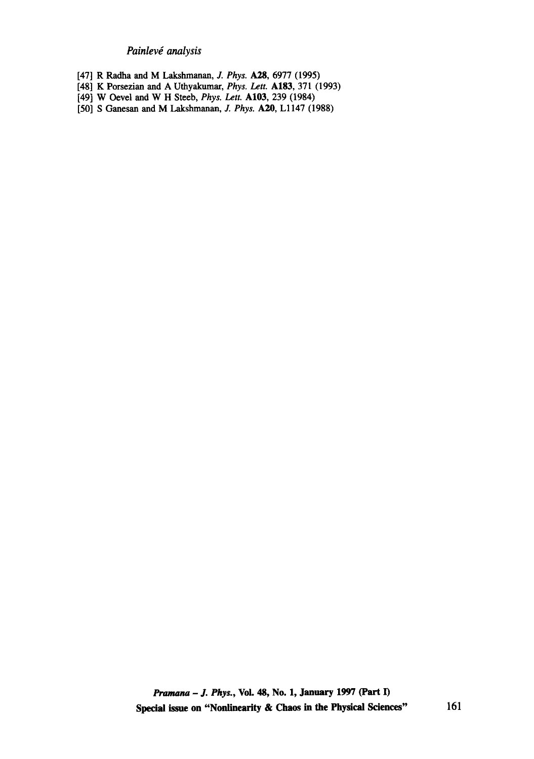[47] R Radha and M Lakshmanan, *J. Phys.* **A28**, 6977 (1995)
[48] K Porsezian and A Uthyakumar, *Phys. Lett.* **A183**, 371 (1993)
[49] W Oevel and W H Steeb, *Phys. Lett.* **A103**, 239 (1984)
[50] S Ganesan and M Lakshmanan, *J. Phys.* **A20**, L1147 (1988)